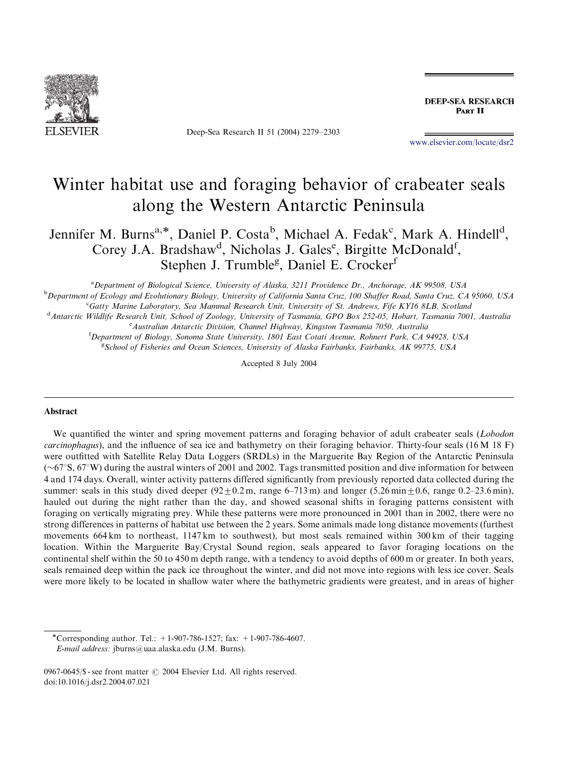# Winter habitat use and foraging behavior of crabeater seals along the Western Antarctic Peninsula

Jennifer M. Burns[a,*], Daniel P. Costa[b], Michael A. Fedak[c], Mark A. Hindell[d], Corey J.A. Bradshaw[d], Nicholas J. Gales[e], Birgitte McDonald[f], Stephen J. Trumble[g], Daniel E. Crocker[f]

[a] Department of Biological Science, University of Alaska, 3211 Providence Dr., Anchorage, AK 99508, USA
[b] Department of Ecology and Evolutionary Biology, University of California Santa Cruz, 100 Shaffer Road, Santa Cruz, CA 95060, USA
[c] Gatty Marine Laboratory, Sea Mammal Research Unit, University of St. Andrews, Fife KY16 8LB, Scotland
[d] Antarctic Wildlife Research Unit, School of Zoology, University of Tasmania, GPO Box 252-05, Hobart, Tasmania 7001, Australia
[e] Australian Antarctic Division, Channel Highway, Kingston Tasmania 7050, Australia
[f] Department of Biology, Sonoma State University, 1801 East Cotati Avenue, Rohnert Park, CA 94928, USA
[g] School of Fisheries and Ocean Sciences, University of Alaska Fairbanks, Fairbanks, AK 99775, USA

Accepted 8 July 2004

## Abstract

We quantified the winter and spring movement patterns and foraging behavior of adult crabeater seals (*Lobodon carcinophagus*), and the influence of sea ice and bathymetry on their foraging behavior. Thirty-four seals (16 M 18 F) were outfitted with Satellite Relay Data Loggers (SRDLs) in the Marguerite Bay Region of the Antarctic Peninsula (~67°S, 67°W) during the austral winters of 2001 and 2002. Tags transmitted position and dive information for between 4 and 174 days. Overall, winter activity patterns differed significantly from previously reported data collected during the summer: seals in this study dived deeper ($92 \pm 0.2$ m, range 6–713 m) and longer ($5.26$ min $\pm 0.6$, range 0.2–23.6 min), hauled out during the night rather than the day, and showed seasonal shifts in foraging patterns consistent with foraging on vertically migrating prey. While these patterns were more pronounced in 2001 than in 2002, there were no strong differences in patterns of habitat use between the 2 years. Some animals made long distance movements (furthest movements 664 km to northeast, 1147 km to southwest), but most seals remained within 300 km of their tagging location. Within the Marguerite Bay/Crystal Sound region, seals appeared to favor foraging locations on the continental shelf within the 50 to 450 m depth range, with a tendency to avoid depths of 600 m or greater. In both years, seals remained deep within the pack ice throughout the winter, and did not move into regions with less ice cover. Seals were more likely to be located in shallow water where the bathymetric gradients were greatest, and in areas of higher

*Corresponding author. Tel.: +1-907-786-1527; fax: +1-907-786-4607.
*E-mail address:* jburns@uaa.alaska.edu (J.M. Burns).

0967-0645/$ - see front matter © 2004 Elsevier Ltd. All rights reserved.
doi:10.1016/j.dsr2.2004.07.021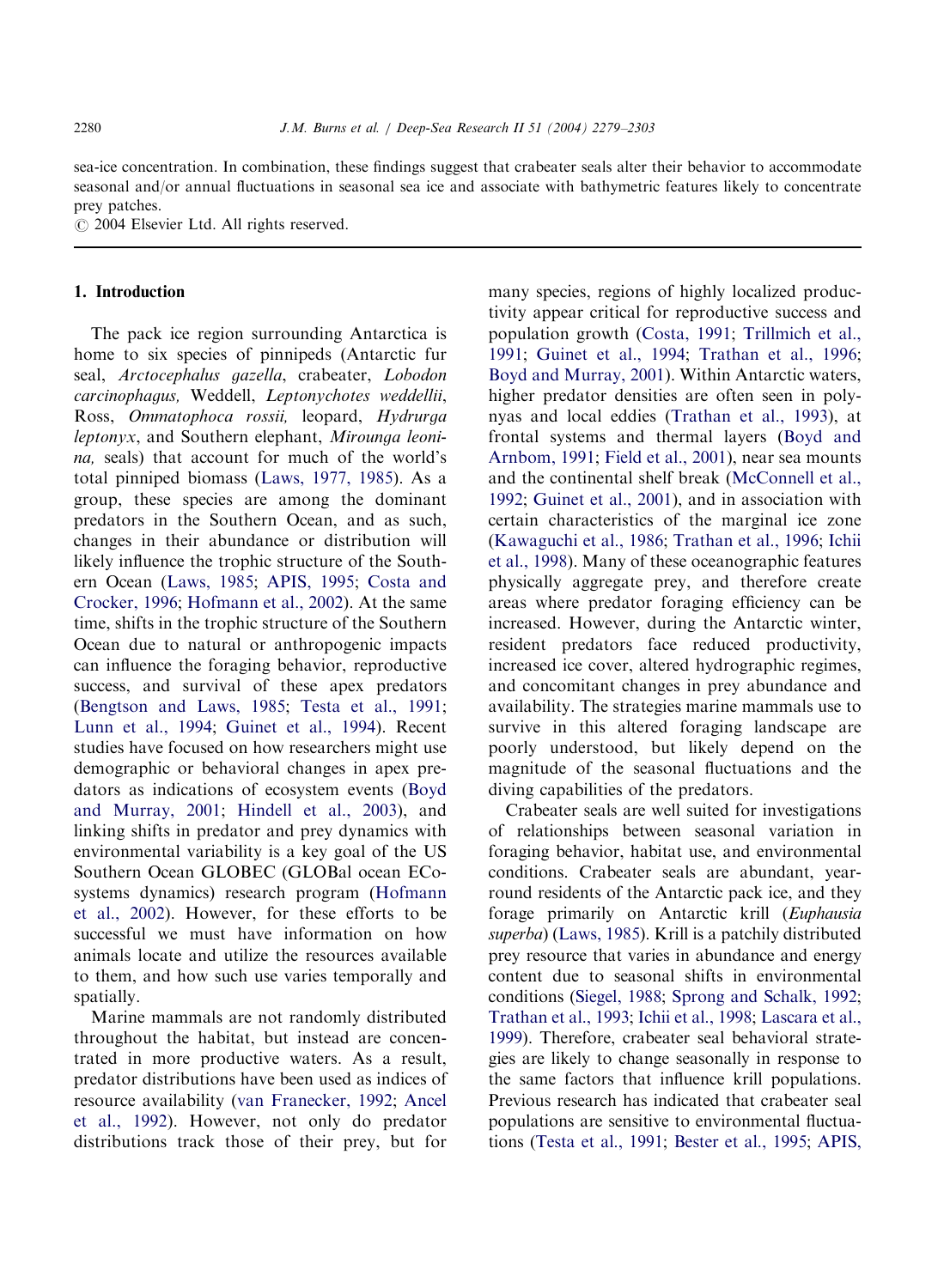sea-ice concentration. In combination, these findings suggest that crabeater seals alter their behavior to accommodate seasonal and/or annual fluctuations in seasonal sea ice and associate with bathymetric features likely to concentrate prey patches.

© 2004 Elsevier Ltd. All rights reserved.

## 1. Introduction

The pack ice region surrounding Antarctica is home to six species of pinnipeds (Antarctic fur seal, *Arctocephalus gazella*, crabeater, *Lobodon carcinophagus,* Weddell, *Leptonychotes weddellii*, Ross, *Ommatophoca rossii,* leopard, *Hydrurga leptonyx*, and Southern elephant, *Mirounga leonina,* seals) that account for much of the world's total pinniped biomass (Laws, 1977, 1985). As a group, these species are among the dominant predators in the Southern Ocean, and as such, changes in their abundance or distribution will likely influence the trophic structure of the Southern Ocean (Laws, 1985; APIS, 1995; Costa and Crocker, 1996; Hofmann et al., 2002). At the same time, shifts in the trophic structure of the Southern Ocean due to natural or anthropogenic impacts can influence the foraging behavior, reproductive success, and survival of these apex predators (Bengtson and Laws, 1985; Testa et al., 1991; Lunn et al., 1994; Guinet et al., 1994). Recent studies have focused on how researchers might use demographic or behavioral changes in apex predators as indications of ecosystem events (Boyd and Murray, 2001; Hindell et al., 2003), and linking shifts in predator and prey dynamics with environmental variability is a key goal of the US Southern Ocean GLOBEC (GLOBal ocean ECosystems dynamics) research program (Hofmann et al., 2002). However, for these efforts to be successful we must have information on how animals locate and utilize the resources available to them, and how such use varies temporally and spatially.

Marine mammals are not randomly distributed throughout the habitat, but instead are concentrated in more productive waters. As a result, predator distributions have been used as indices of resource availability (van Franecker, 1992; Ancel et al., 1992). However, not only do predator distributions track those of their prey, but for many species, regions of highly localized productivity appear critical for reproductive success and population growth (Costa, 1991; Trillmich et al., 1991; Guinet et al., 1994; Trathan et al., 1996; Boyd and Murray, 2001). Within Antarctic waters, higher predator densities are often seen in polynyas and local eddies (Trathan et al., 1993), at frontal systems and thermal layers (Boyd and Arnbom, 1991; Field et al., 2001), near sea mounts and the continental shelf break (McConnell et al., 1992; Guinet et al., 2001), and in association with certain characteristics of the marginal ice zone (Kawaguchi et al., 1986; Trathan et al., 1996; Ichii et al., 1998). Many of these oceanographic features physically aggregate prey, and therefore create areas where predator foraging efficiency can be increased. However, during the Antarctic winter, resident predators face reduced productivity, increased ice cover, altered hydrographic regimes, and concomitant changes in prey abundance and availability. The strategies marine mammals use to survive in this altered foraging landscape are poorly understood, but likely depend on the magnitude of the seasonal fluctuations and the diving capabilities of the predators.

Crabeater seals are well suited for investigations of relationships between seasonal variation in foraging behavior, habitat use, and environmental conditions. Crabeater seals are abundant, year-round residents of the Antarctic pack ice, and they forage primarily on Antarctic krill (*Euphausia superba*) (Laws, 1985). Krill is a patchily distributed prey resource that varies in abundance and energy content due to seasonal shifts in environmental conditions (Siegel, 1988; Sprong and Schalk, 1992; Trathan et al., 1993; Ichii et al., 1998; Lascara et al., 1999). Therefore, crabeater seal behavioral strategies are likely to change seasonally in response to the same factors that influence krill populations. Previous research has indicated that crabeater seal populations are sensitive to environmental fluctuations (Testa et al., 1991; Bester et al., 1995; APIS,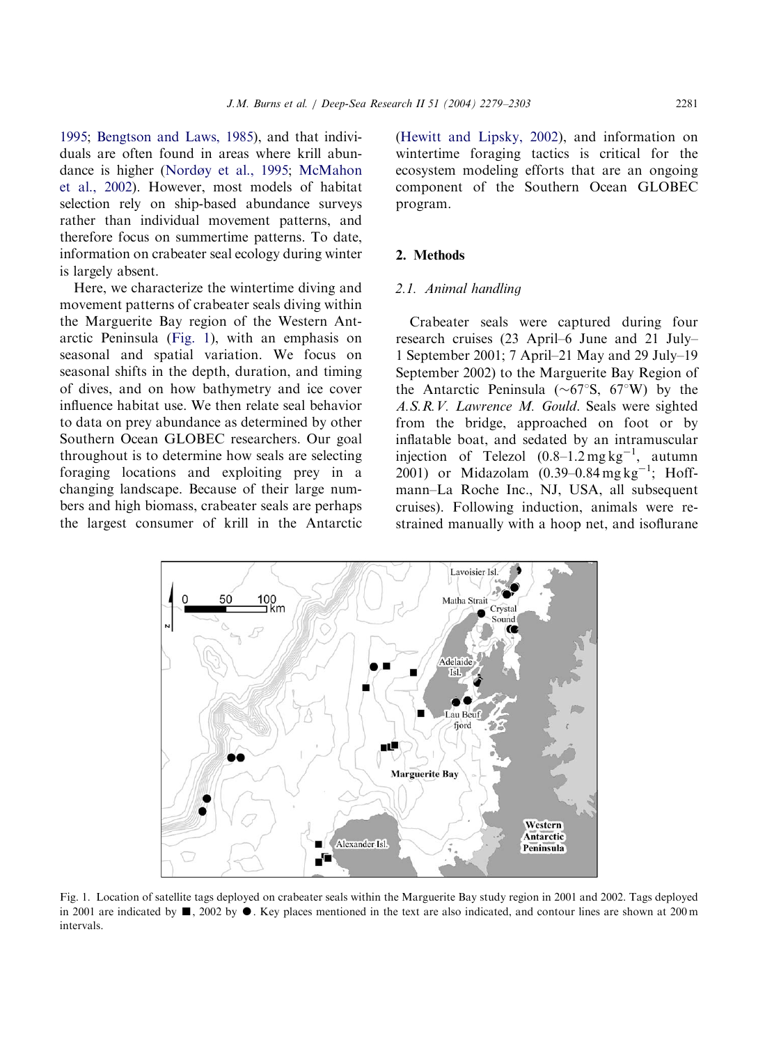1995; Bengtson and Laws, 1985), and that individuals are often found in areas where krill abundance is higher (Nordøy et al., 1995; McMahon et al., 2002). However, most models of habitat selection rely on ship-based abundance surveys rather than individual movement patterns, and therefore focus on summertime patterns. To date, information on crabeater seal ecology during winter is largely absent.

Here, we characterize the wintertime diving and movement patterns of crabeater seals diving within the Marguerite Bay region of the Western Antarctic Peninsula (Fig. 1), with an emphasis on seasonal and spatial variation. We focus on seasonal shifts in the depth, duration, and timing of dives, and on how bathymetry and ice cover influence habitat use. We then relate seal behavior to data on prey abundance as determined by other Southern Ocean GLOBEC researchers. Our goal throughout is to determine how seals are selecting foraging locations and exploiting prey in a changing landscape. Because of their large numbers and high biomass, crabeater seals are perhaps the largest consumer of krill in the Antarctic (Hewitt and Lipsky, 2002), and information on wintertime foraging tactics is critical for the ecosystem modeling efforts that are an ongoing component of the Southern Ocean GLOBEC program.

## 2. Methods

### 2.1. Animal handling

Crabeater seals were captured during four research cruises (23 April–6 June and 21 July–1 September 2001; 7 April–21 May and 29 July–19 September 2002) to the Marguerite Bay Region of the Antarctic Peninsula (~67°S, 67°W) by the *A.S.R.V. Lawrence M. Gould*. Seals were sighted from the bridge, approached on foot or by inflatable boat, and sedated by an intramuscular injection of Telezol ($0.8–1.2\,mg\,kg^{-1}$, autumn 2001) or Midazolam ($0.39–0.84\,mg\,kg^{-1}$; Hoffmann–La Roche Inc., NJ, USA, all subsequent cruises). Following induction, animals were restrained manually with a hoop net, and isoflurane

Fig. 1. Location of satellite tags deployed on crabeater seals within the Marguerite Bay study region in 2001 and 2002. Tags deployed in 2001 are indicated by ■, 2002 by ●. Key places mentioned in the text are also indicated, and contour lines are shown at 200 m intervals.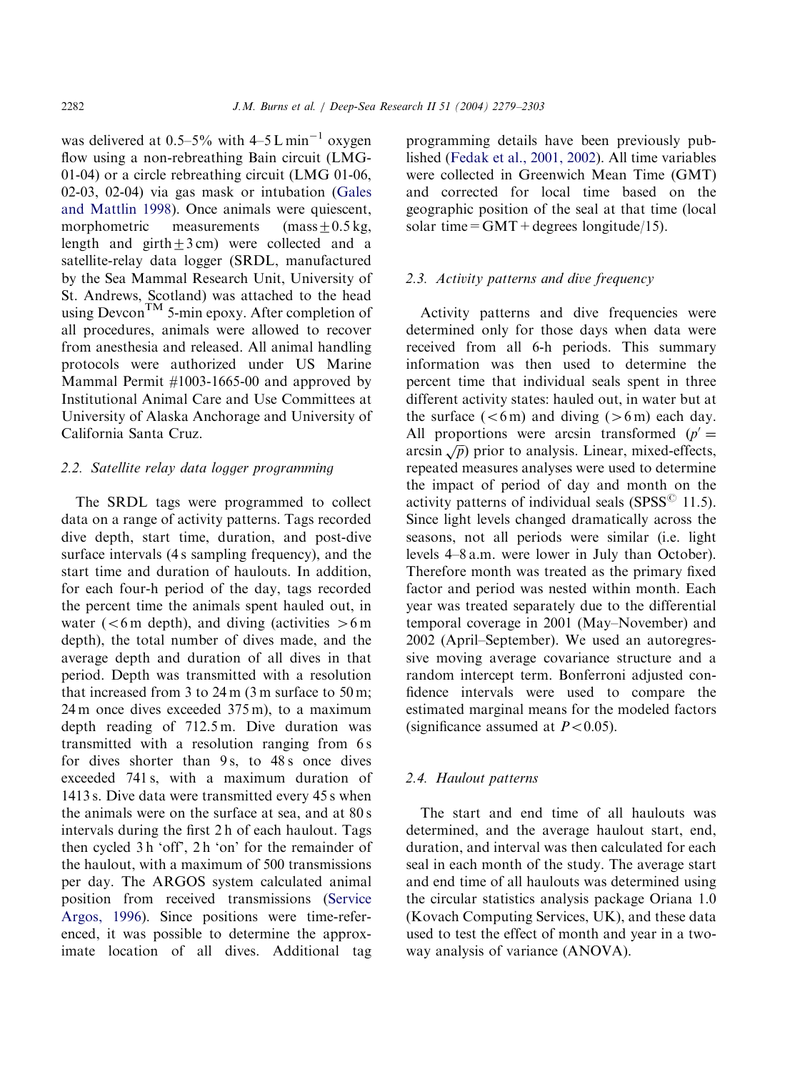was delivered at 0.5–5% with 4–5 L min$^{-1}$ oxygen flow using a non-rebreathing Bain circuit (LMG-01-04) or a circle rebreathing circuit (LMG 01-06, 02-03, 02-04) via gas mask or intubation (Gales and Mattlin 1998). Once animals were quiescent, morphometric measurements (mass $\pm$ 0.5 kg, length and girth $\pm$ 3 cm) were collected and a satellite-relay data logger (SRDL, manufactured by the Sea Mammal Research Unit, University of St. Andrews, Scotland) was attached to the head using Devcon™ 5-min epoxy. After completion of all procedures, animals were allowed to recover from anesthesia and released. All animal handling protocols were authorized under US Marine Mammal Permit #1003-1665-00 and approved by Institutional Animal Care and Use Committees at University of Alaska Anchorage and University of California Santa Cruz.

### 2.2. Satellite relay data logger programming

The SRDL tags were programmed to collect data on a range of activity patterns. Tags recorded dive depth, start time, duration, and post-dive surface intervals (4 s sampling frequency), and the start time and duration of haulouts. In addition, for each four-h period of the day, tags recorded the percent time the animals spent hauled out, in water (<6 m depth), and diving (activities >6 m depth), the total number of dives made, and the average depth and duration of all dives in that period. Depth was transmitted with a resolution that increased from 3 to 24 m (3 m surface to 50 m; 24 m once dives exceeded 375 m), to a maximum depth reading of 712.5 m. Dive duration was transmitted with a resolution ranging from 6 s for dives shorter than 9 s, to 48 s once dives exceeded 741 s, with a maximum duration of 1413 s. Dive data were transmitted every 45 s when the animals were on the surface at sea, and at 80 s intervals during the first 2 h of each haulout. Tags then cycled 3 h 'off', 2 h 'on' for the remainder of the haulout, with a maximum of 500 transmissions per day. The ARGOS system calculated animal position from received transmissions (Service Argos, 1996). Since positions were time-referenced, it was possible to determine the approximate location of all dives. Additional tag programming details have been previously published (Fedak et al., 2001, 2002). All time variables were collected in Greenwich Mean Time (GMT) and corrected for local time based on the geographic position of the seal at that time (local solar time = GMT + degrees longitude/15).

### 2.3. Activity patterns and dive frequency

Activity patterns and dive frequencies were determined only for those days when data were received from all 6-h periods. This summary information was then used to determine the percent time that individual seals spent in three different activity states: hauled out, in water but at the surface (<6 m) and diving (>6 m) each day. All proportions were arcsin transformed ($p' = \arcsin\sqrt{p}$) prior to analysis. Linear, mixed-effects, repeated measures analyses were used to determine the impact of period of day and month on the activity patterns of individual seals (SPSS© 11.5). Since light levels changed dramatically across the seasons, not all periods were similar (i.e. light levels 4–8 a.m. were lower in July than October). Therefore month was treated as the primary fixed factor and period was nested within month. Each year was treated separately due to the differential temporal coverage in 2001 (May–November) and 2002 (April–September). We used an autoregressive moving average covariance structure and a random intercept term. Bonferroni adjusted confidence intervals were used to compare the estimated marginal means for the modeled factors (significance assumed at $P<0.05$).

### 2.4. Haulout patterns

The start and end time of all haulouts was determined, and the average haulout start, end, duration, and interval was then calculated for each seal in each month of the study. The average start and end time of all haulouts was determined using the circular statistics analysis package Oriana 1.0 (Kovach Computing Services, UK), and these data used to test the effect of month and year in a two-way analysis of variance (ANOVA).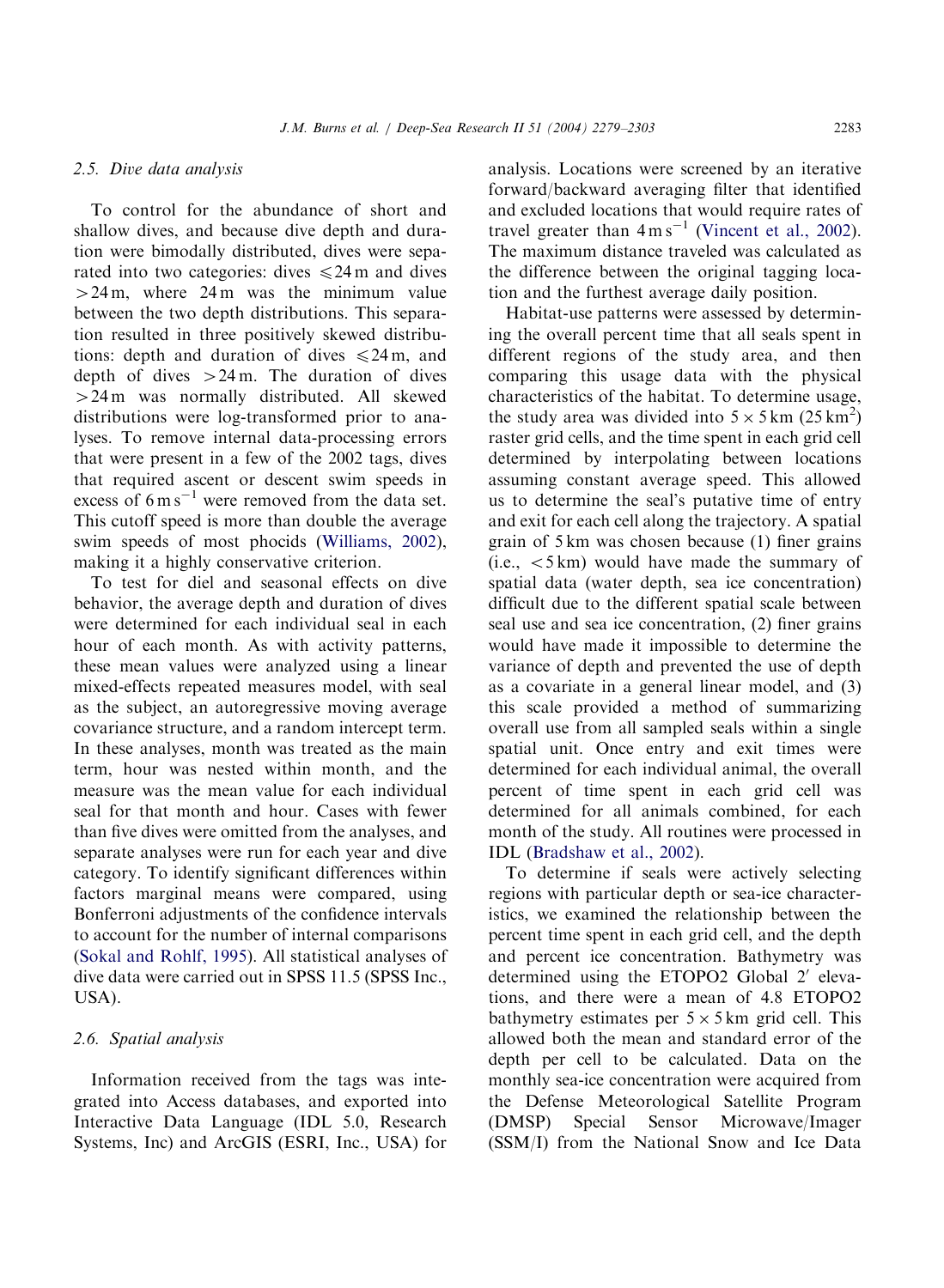### 2.5. Dive data analysis

To control for the abundance of short and shallow dives, and because dive depth and duration were bimodally distributed, dives were separated into two categories: dives $\leqslant$24 m and dives >24 m, where 24 m was the minimum value between the two depth distributions. This separation resulted in three positively skewed distributions: depth and duration of dives $\leqslant$24 m, and depth of dives >24 m. The duration of dives >24 m was normally distributed. All skewed distributions were log-transformed prior to analyses. To remove internal data-processing errors that were present in a few of the 2002 tags, dives that required ascent or descent swim speeds in excess of 6 m s$^{-1}$ were removed from the data set. This cutoff speed is more than double the average swim speeds of most phocids (Williams, 2002), making it a highly conservative criterion.

To test for diel and seasonal effects on dive behavior, the average depth and duration of dives were determined for each individual seal in each hour of each month. As with activity patterns, these mean values were analyzed using a linear mixed-effects repeated measures model, with seal as the subject, an autoregressive moving average covariance structure, and a random intercept term. In these analyses, month was treated as the main term, hour was nested within month, and the measure was the mean value for each individual seal for that month and hour. Cases with fewer than five dives were omitted from the analyses, and separate analyses were run for each year and dive category. To identify significant differences within factors marginal means were compared, using Bonferroni adjustments of the confidence intervals to account for the number of internal comparisons (Sokal and Rohlf, 1995). All statistical analyses of dive data were carried out in SPSS 11.5 (SPSS Inc., USA).

### 2.6. Spatial analysis

Information received from the tags was integrated into Access databases, and exported into Interactive Data Language (IDL 5.0, Research Systems, Inc) and ArcGIS (ESRI, Inc., USA) for analysis. Locations were screened by an iterative forward/backward averaging filter that identified and excluded locations that would require rates of travel greater than 4 m s$^{-1}$ (Vincent et al., 2002). The maximum distance traveled was calculated as the difference between the original tagging location and the furthest average daily position.

Habitat-use patterns were assessed by determining the overall percent time that all seals spent in different regions of the study area, and then comparing this usage data with the physical characteristics of the habitat. To determine usage, the study area was divided into $5 \times 5$ km (25 km$^2$) raster grid cells, and the time spent in each grid cell determined by interpolating between locations assuming constant average speed. This allowed us to determine the seal's putative time of entry and exit for each cell along the trajectory. A spatial grain of 5 km was chosen because (1) finer grains (i.e., <5 km) would have made the summary of spatial data (water depth, sea ice concentration) difficult due to the different spatial scale between seal use and sea ice concentration, (2) finer grains would have made it impossible to determine the variance of depth and prevented the use of depth as a covariate in a general linear model, and (3) this scale provided a method of summarizing overall use from all sampled seals within a single spatial unit. Once entry and exit times were determined for each individual animal, the overall percent of time spent in each grid cell was determined for all animals combined, for each month of the study. All routines were processed in IDL (Bradshaw et al., 2002).

To determine if seals were actively selecting regions with particular depth or sea-ice characteristics, we examined the relationship between the percent time spent in each grid cell, and the depth and percent ice concentration. Bathymetry was determined using the ETOPO2 Global 2′ elevations, and there were a mean of 4.8 ETOPO2 bathymetry estimates per $5 \times 5$ km grid cell. This allowed both the mean and standard error of the depth per cell to be calculated. Data on the monthly sea-ice concentration were acquired from the Defense Meteorological Satellite Program (DMSP) Special Sensor Microwave/Imager (SSM/I) from the National Snow and Ice Data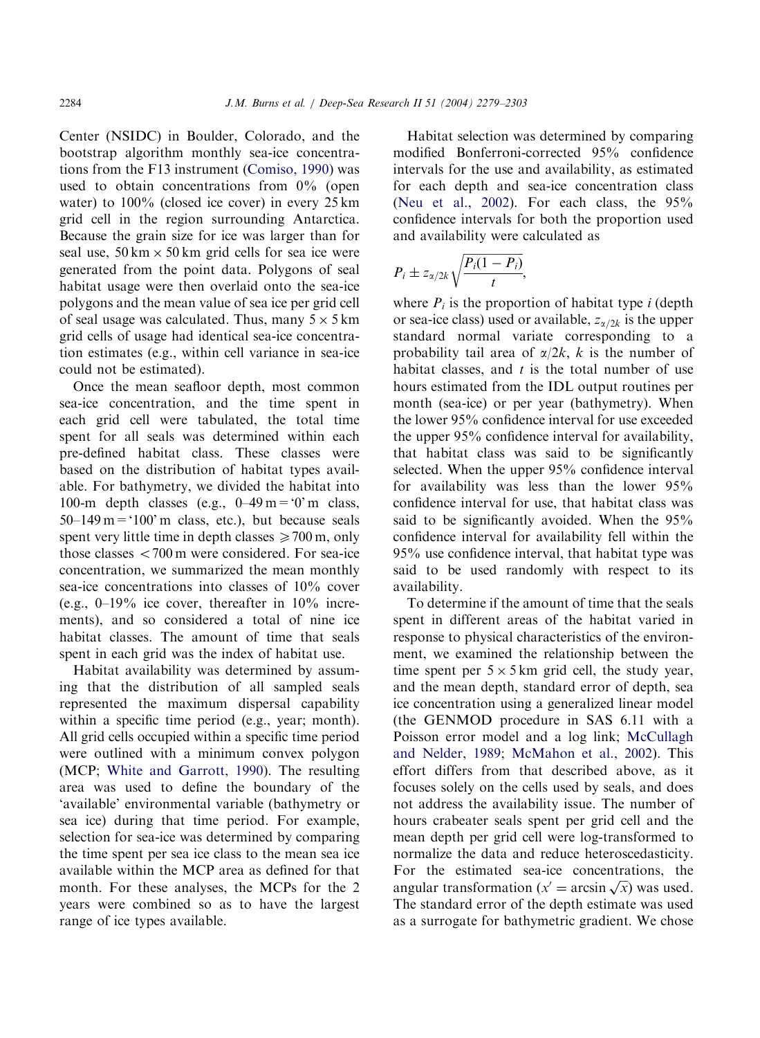Center (NSIDC) in Boulder, Colorado, and the bootstrap algorithm monthly sea-ice concentrations from the F13 instrument (Comiso, 1990) was used to obtain concentrations from 0% (open water) to 100% (closed ice cover) in every 25 km grid cell in the region surrounding Antarctica. Because the grain size for ice was larger than for seal use, 50 km × 50 km grid cells for sea ice were generated from the point data. Polygons of seal habitat usage were then overlaid onto the sea-ice polygons and the mean value of sea ice per grid cell of seal usage was calculated. Thus, many 5 × 5 km grid cells of usage had identical sea-ice concentration estimates (e.g., within cell variance in sea-ice could not be estimated).

Once the mean seafloor depth, most common sea-ice concentration, and the time spent in each grid cell were tabulated, the total time spent for all seals was determined within each pre-defined habitat class. These classes were based on the distribution of habitat types available. For bathymetry, we divided the habitat into 100-m depth classes (e.g., 0–49 m = '0' m class, 50–149 m = '100' m class, etc.), but because seals spent very little time in depth classes $\geqslant$700 m, only those classes <700 m were considered. For sea-ice concentration, we summarized the mean monthly sea-ice concentrations into classes of 10% cover (e.g., 0–19% ice cover, thereafter in 10% increments), and so considered a total of nine ice habitat classes. The amount of time that seals spent in each grid was the index of habitat use.

Habitat availability was determined by assuming that the distribution of all sampled seals represented the maximum dispersal capability within a specific time period (e.g., year; month). All grid cells occupied within a specific time period were outlined with a minimum convex polygon (MCP; White and Garrott, 1990). The resulting area was used to define the boundary of the 'available' environmental variable (bathymetry or sea ice) during that time period. For example, selection for sea-ice was determined by comparing the time spent per sea ice class to the mean sea ice available within the MCP area as defined for that month. For these analyses, the MCPs for the 2 years were combined so as to have the largest range of ice types available.

Habitat selection was determined by comparing modified Bonferroni-corrected 95% confidence intervals for the use and availability, as estimated for each depth and sea-ice concentration class (Neu et al., 2002). For each class, the 95% confidence intervals for both the proportion used and availability were calculated as

$$P_i \pm z_{\alpha/2k}\sqrt{\frac{P_i(1-P_i)}{t}},$$

where $P_i$ is the proportion of habitat type $i$ (depth or sea-ice class) used or available, $z_{\alpha/2k}$ is the upper standard normal variate corresponding to a probability tail area of $\alpha/2k$, $k$ is the number of habitat classes, and $t$ is the total number of use hours estimated from the IDL output routines per month (sea-ice) or per year (bathymetry). When the lower 95% confidence interval for use exceeded the upper 95% confidence interval for availability, that habitat class was said to be significantly selected. When the upper 95% confidence interval for availability was less than the lower 95% confidence interval for use, that habitat class was said to be significantly avoided. When the 95% confidence interval for availability fell within the 95% use confidence interval, that habitat type was said to be used randomly with respect to its availability.

To determine if the amount of time that the seals spent in different areas of the habitat varied in response to physical characteristics of the environment, we examined the relationship between the time spent per 5 × 5 km grid cell, the study year, and the mean depth, standard error of depth, sea ice concentration using a generalized linear model (the GENMOD procedure in SAS 6.11 with a Poisson error model and a log link; McCullagh and Nelder, 1989; McMahon et al., 2002). This effort differs from that described above, as it focuses solely on the cells used by seals, and does not address the availability issue. The number of hours crabeater seals spent per grid cell and the mean depth per grid cell were log-transformed to normalize the data and reduce heteroscedasticity. For the estimated sea-ice concentrations, the angular transformation ($x' = \arcsin\sqrt{x}$) was used. The standard error of the depth estimate was used as a surrogate for bathymetric gradient. We chose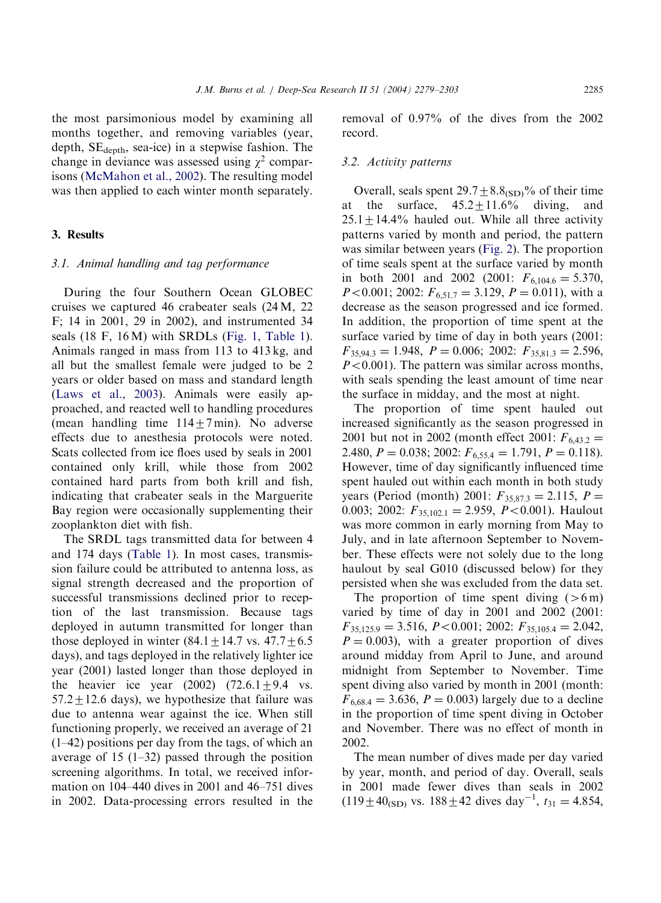the most parsimonious model by examining all months together, and removing variables (year, depth, $SE_{depth}$, sea-ice) in a stepwise fashion. The change in deviance was assessed using $\chi^2$ comparisons (McMahon et al., 2002). The resulting model was then applied to each winter month separately.

## 3. Results

### 3.1. Animal handling and tag performance

During the four Southern Ocean GLOBEC cruises we captured 46 crabeater seals (24 M, 22 F; 14 in 2001, 29 in 2002), and instrumented 34 seals (18 F, 16 M) with SRDLs (Fig. 1, Table 1). Animals ranged in mass from 113 to 413 kg, and all but the smallest female were judged to be 2 years or older based on mass and standard length (Laws et al., 2003). Animals were easily approached, and reacted well to handling procedures (mean handling time $114 \pm 7$ min). No adverse effects due to anesthesia protocols were noted. Scats collected from ice floes used by seals in 2001 contained only krill, while those from 2002 contained hard parts from both krill and fish, indicating that crabeater seals in the Marguerite Bay region were occasionally supplementing their zooplankton diet with fish.

The SRDL tags transmitted data for between 4 and 174 days (Table 1). In most cases, transmission failure could be attributed to antenna loss, as signal strength decreased and the proportion of successful transmissions declined prior to reception of the last transmission. Because tags deployed in autumn transmitted for longer than those deployed in winter ($84.1 \pm 14.7$ vs. $47.7 \pm 6.5$ days), and tags deployed in the relatively lighter ice year (2001) lasted longer than those deployed in the heavier ice year (2002) ($72.6.1 \pm 9.4$ vs. $57.2 \pm 12.6$ days), we hypothesize that failure was due to antenna wear against the ice. When still functioning properly, we received an average of 21 (1–42) positions per day from the tags, of which an average of 15 (1–32) passed through the position screening algorithms. In total, we received information on 104–440 dives in 2001 and 46–751 dives in 2002. Data-processing errors resulted in the removal of 0.97% of the dives from the 2002 record.

### 3.2. Activity patterns

Overall, seals spent $29.7 \pm 8.8_{(SD)}$% of their time at the surface, $45.2 \pm 11.6$% diving, and $25.1 \pm 14.4$% hauled out. While all three activity patterns varied by month and period, the pattern was similar between years (Fig. 2). The proportion of time seals spent at the surface varied by month in both 2001 and 2002 (2001: $F_{6,104.6} = 5.370$, $P < 0.001$; 2002: $F_{6,51.7} = 3.129$, $P = 0.011$), with a decrease as the season progressed and ice formed. In addition, the proportion of time spent at the surface varied by time of day in both years (2001: $F_{35,94.3} = 1.948$, $P = 0.006$; 2002: $F_{35,81.3} = 2.596$, $P < 0.001$). The pattern was similar across months, with seals spending the least amount of time near the surface in midday, and the most at night.

The proportion of time spent hauled out increased significantly as the season progressed in 2001 but not in 2002 (month effect 2001: $F_{6,43.2} = 2.480$, $P = 0.038$; 2002: $F_{6,55.4} = 1.791$, $P = 0.118$). However, time of day significantly influenced time spent hauled out within each month in both study years (Period (month) 2001: $F_{35,87.3} = 2.115$, $P = 0.003$; 2002: $F_{35,102.1} = 2.959$, $P < 0.001$). Haulout was more common in early morning from May to July, and in late afternoon September to November. These effects were not solely due to the long haulout by seal G010 (discussed below) for they persisted when she was excluded from the data set.

The proportion of time spent diving (>6 m) varied by time of day in 2001 and 2002 (2001: $F_{35,125.9} = 3.516$, $P < 0.001$; 2002: $F_{35,105.4} = 2.042$, $P = 0.003$), with a greater proportion of dives around midday from April to June, and around midnight from September to November. Time spent diving also varied by month in 2001 (month: $F_{6,68.4} = 3.636$, $P = 0.003$) largely due to a decline in the proportion of time spent diving in October and November. There was no effect of month in 2002.

The mean number of dives made per day varied by year, month, and period of day. Overall, seals in 2001 made fewer dives than seals in 2002 ($119 \pm 40_{(SD)}$ vs. $188 \pm 42$ dives $day^{-1}$, $t_{31} = 4.854$,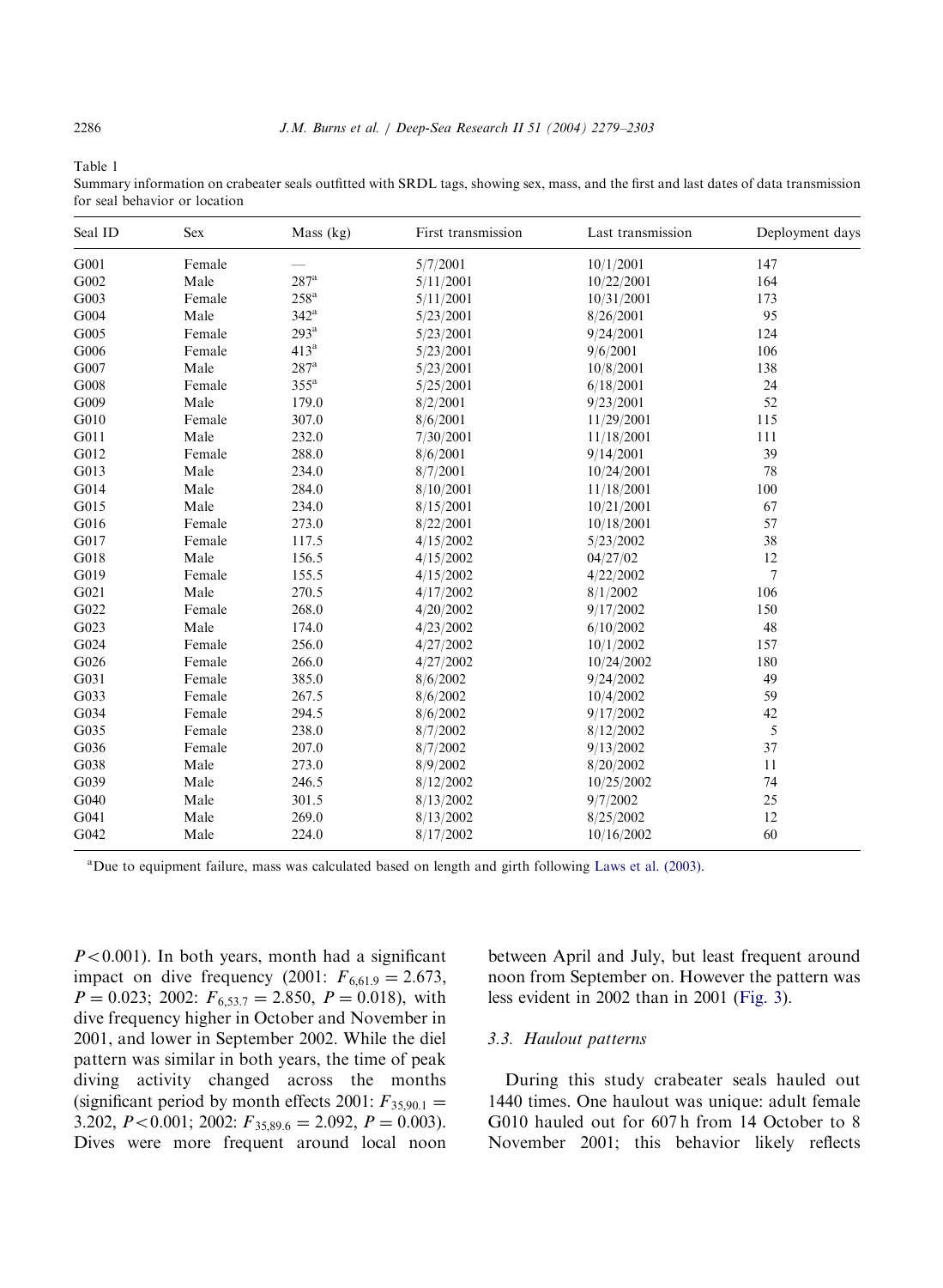Table 1
Summary information on crabeater seals outfitted with SRDL tags, showing sex, mass, and the first and last dates of data transmission for seal behavior or location

| Seal ID | Sex | Mass (kg) | First transmission | Last transmission | Deployment days |
|---|---|---|---|---|---|
| G001 | Female | — | 5/7/2001 | 10/1/2001 | 147 |
| G002 | Male | 287[a] | 5/11/2001 | 10/22/2001 | 164 |
| G003 | Female | 258[a] | 5/11/2001 | 10/31/2001 | 173 |
| G004 | Male | 342[a] | 5/23/2001 | 8/26/2001 | 95 |
| G005 | Female | 293[a] | 5/23/2001 | 9/24/2001 | 124 |
| G006 | Female | 413[a] | 5/23/2001 | 9/6/2001 | 106 |
| G007 | Male | 287[a] | 5/23/2001 | 10/8/2001 | 138 |
| G008 | Female | 355[a] | 5/25/2001 | 6/18/2001 | 24 |
| G009 | Male | 179.0 | 8/2/2001 | 9/23/2001 | 52 |
| G010 | Female | 307.0 | 8/6/2001 | 11/29/2001 | 115 |
| G011 | Male | 232.0 | 7/30/2001 | 11/18/2001 | 111 |
| G012 | Female | 288.0 | 8/6/2001 | 9/14/2001 | 39 |
| G013 | Male | 234.0 | 8/7/2001 | 10/24/2001 | 78 |
| G014 | Male | 284.0 | 8/10/2001 | 11/18/2001 | 100 |
| G015 | Male | 234.0 | 8/15/2001 | 10/21/2001 | 67 |
| G016 | Female | 273.0 | 8/22/2001 | 10/18/2001 | 57 |
| G017 | Female | 117.5 | 4/15/2002 | 5/23/2002 | 38 |
| G018 | Male | 156.5 | 4/15/2002 | 04/27/02 | 12 |
| G019 | Female | 155.5 | 4/15/2002 | 4/22/2002 | 7 |
| G021 | Male | 270.5 | 4/17/2002 | 8/1/2002 | 106 |
| G022 | Female | 268.0 | 4/20/2002 | 9/17/2002 | 150 |
| G023 | Male | 174.0 | 4/23/2002 | 6/10/2002 | 48 |
| G024 | Female | 256.0 | 4/27/2002 | 10/1/2002 | 157 |
| G026 | Female | 266.0 | 4/27/2002 | 10/24/2002 | 180 |
| G031 | Female | 385.0 | 8/6/2002 | 9/24/2002 | 49 |
| G033 | Female | 267.5 | 8/6/2002 | 10/4/2002 | 59 |
| G034 | Female | 294.5 | 8/6/2002 | 9/17/2002 | 42 |
| G035 | Female | 238.0 | 8/7/2002 | 8/12/2002 | 5 |
| G036 | Female | 207.0 | 8/7/2002 | 9/13/2002 | 37 |
| G038 | Male | 273.0 | 8/9/2002 | 8/20/2002 | 11 |
| G039 | Male | 246.5 | 8/12/2002 | 10/25/2002 | 74 |
| G040 | Male | 301.5 | 8/13/2002 | 9/7/2002 | 25 |
| G041 | Male | 269.0 | 8/13/2002 | 8/25/2002 | 12 |
| G042 | Male | 224.0 | 8/17/2002 | 10/16/2002 | 60 |

[a]Due to equipment failure, mass was calculated based on length and girth following Laws et al. (2003).

$P<0.001$). In both years, month had a significant impact on dive frequency (2001: $F_{6,61.9} = 2.673$, $P = 0.023$; 2002: $F_{6,53.7} = 2.850$, $P = 0.018$), with dive frequency higher in October and November in 2001, and lower in September 2002. While the diel pattern was similar in both years, the time of peak diving activity changed across the months (significant period by month effects 2001: $F_{35,90.1} = 3.202$, $P<0.001$; 2002: $F_{35,89.6} = 2.092$, $P = 0.003$). Dives were more frequent around local noon between April and July, but least frequent around noon from September on. However the pattern was less evident in 2002 than in 2001 (Fig. 3).

### 3.3. Haulout patterns

During this study crabeater seals hauled out 1440 times. One haulout was unique: adult female G010 hauled out for 607 h from 14 October to 8 November 2001; this behavior likely reflects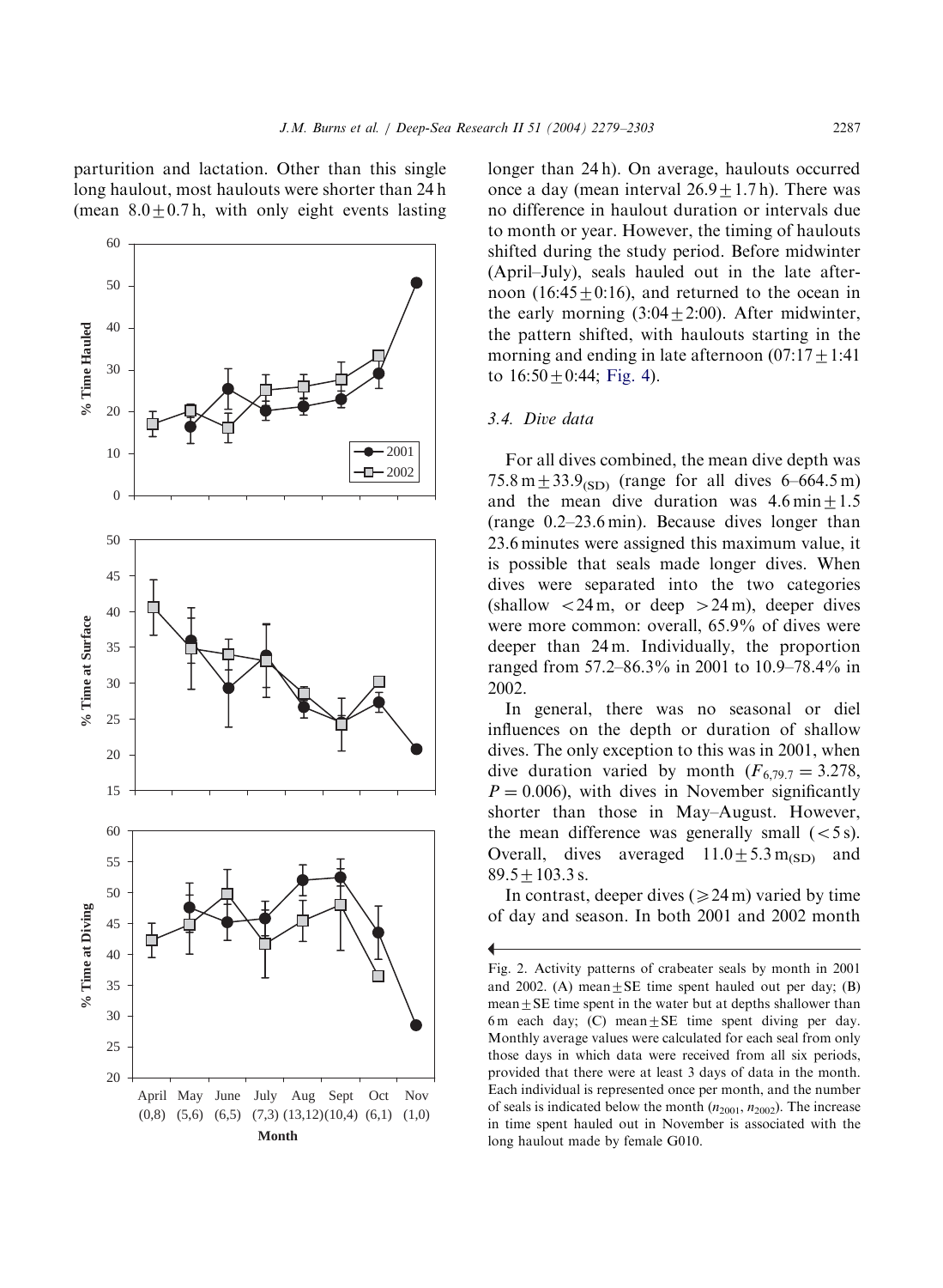parturition and lactation. Other than this single long haulout, most haulouts were shorter than 24 h (mean $8.0 \pm 0.7$ h, with only eight events lasting longer than 24 h). On average, haulouts occurred once a day (mean interval $26.9 \pm 1.7$ h). There was no difference in haulout duration or intervals due to month or year. However, the timing of haulouts shifted during the study period. Before midwinter (April–July), seals hauled out in the late afternoon ($16{:}45 \pm 0{:}16$), and returned to the ocean in the early morning ($3{:}04 \pm 2{:}00$). After midwinter, the pattern shifted, with haulouts starting in the morning and ending in late afternoon ($07{:}17 \pm 1{:}41$ to $16{:}50 \pm 0{:}44$; Fig. 4).

Fig. 2. Activity patterns of crabeater seals by month in 2001 and 2002. (A) mean $\pm$ SE time spent hauled out per day; (B) mean $\pm$ SE time spent in the water but at depths shallower than 6 m each day; (C) mean $\pm$ SE time spent diving per day. Monthly average values were calculated for each seal from only those days in which data were received from all six periods, provided that there were at least 3 days of data in the month. Each individual is represented once per month, and the number of seals is indicated below the month ($n_{2001}$, $n_{2002}$). The increase in time spent hauled out in November is associated with the long haulout made by female G010.

### 3.4. Dive data

For all dives combined, the mean dive depth was $75.8\,\text{m} \pm 33.9_{(\text{SD})}$ (range for all dives 6–664.5 m) and the mean dive duration was $4.6\,\text{min} \pm 1.5$ (range 0.2–23.6 min). Because dives longer than 23.6 minutes were assigned this maximum value, it is possible that seals made longer dives. When dives were separated into the two categories (shallow $<24$ m, or deep $>24$ m), deeper dives were more common: overall, 65.9% of dives were deeper than 24 m. Individually, the proportion ranged from 57.2–86.3% in 2001 to 10.9–78.4% in 2002.

In general, there was no seasonal or diel influences on the depth or duration of shallow dives. The only exception to this was in 2001, when dive duration varied by month ($F_{6,79.7} = 3.278$, $P = 0.006$), with dives in November significantly shorter than those in May–August. However, the mean difference was generally small ($<5$ s). Overall, dives averaged $11.0 \pm 5.3\,\text{m}_{(\text{SD})}$ and $89.5 \pm 103.3$ s.

In contrast, deeper dives ($\geqslant 24$ m) varied by time of day and season. In both 2001 and 2002 month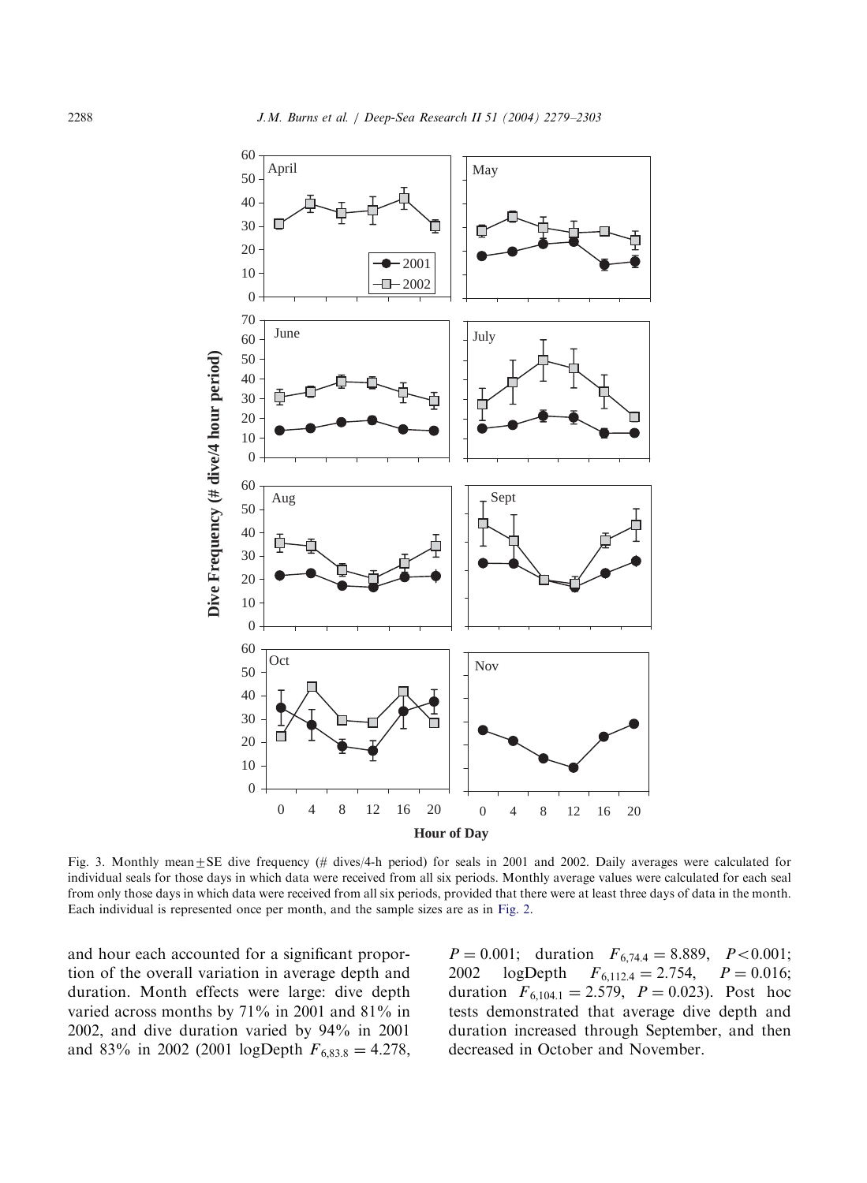Fig. 3. Monthly mean ± SE dive frequency (# dives/4-h period) for seals in 2001 and 2002. Daily averages were calculated for individual seals for those days in which data were received from all six periods. Monthly average values were calculated for each seal from only those days in which data were received from all six periods, provided that there were at least three days of data in the month. Each individual is represented once per month, and the sample sizes are as in Fig. 2.

and hour each accounted for a significant proportion of the overall variation in average depth and duration. Month effects were large: dive depth varied across months by 71% in 2001 and 81% in 2002, and dive duration varied by 94% in 2001 and 83% in 2002 (2001 logDepth $F_{6,83.8} = 4.278$, $P = 0.001$; duration $F_{6,74.4} = 8.889$, $P < 0.001$; 2002 logDepth $F_{6,112.4} = 2.754$, $P = 0.016$; duration $F_{6,104.1} = 2.579$, $P = 0.023$). Post hoc tests demonstrated that average dive depth and duration increased through September, and then decreased in October and November.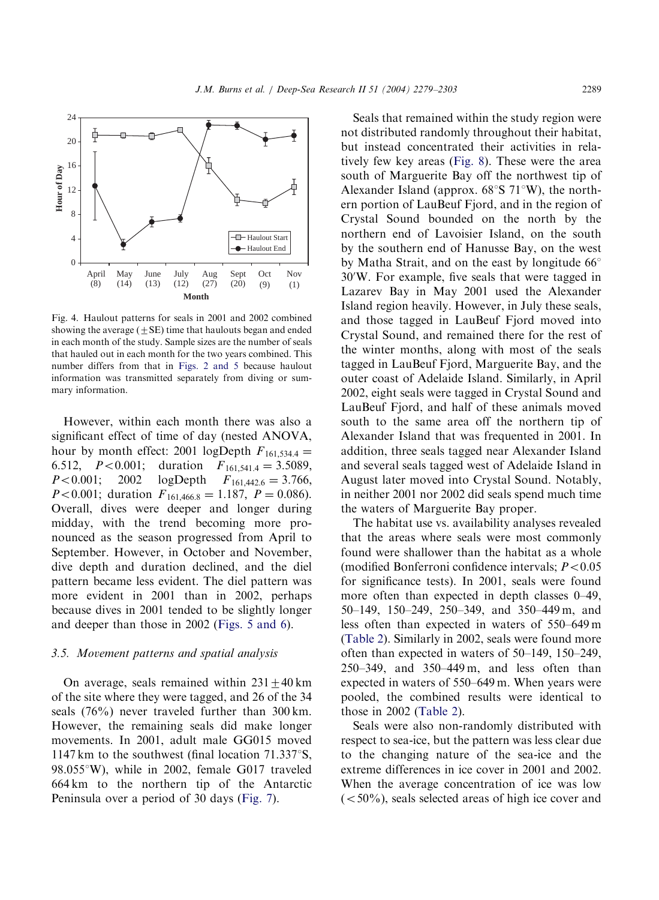Fig. 4. Haulout patterns for seals in 2001 and 2002 combined showing the average (±SE) time that haulouts began and ended in each month of the study. Sample sizes are the number of seals that hauled out in each month for the two years combined. This number differs from that in Figs. 2 and 5 because haulout information was transmitted separately from diving or summary information.

However, within each month there was also a significant effect of time of day (nested ANOVA, hour by month effect: 2001 logDepth $F_{161,534.4} = 6.512$, $P<0.001$; duration $F_{161,541.4} = 3.5089$, $P<0.001$; 2002 logDepth $F_{161,442.6} = 3.766$, $P<0.001$; duration $F_{161,466.8} = 1.187$, $P = 0.086$). Overall, dives were deeper and longer during midday, with the trend becoming more pronounced as the season progressed from April to September. However, in October and November, dive depth and duration declined, and the diel pattern became less evident. The diel pattern was more evident in 2001 than in 2002, perhaps because dives in 2001 tended to be slightly longer and deeper than those in 2002 (Figs. 5 and 6).

### 3.5. Movement patterns and spatial analysis

On average, seals remained within 231±40 km of the site where they were tagged, and 26 of the 34 seals (76%) never traveled further than 300 km. However, the remaining seals did make longer movements. In 2001, adult male GG015 moved 1147 km to the southwest (final location 71.337°S, 98.055°W), while in 2002, female G017 traveled 664 km to the northern tip of the Antarctic Peninsula over a period of 30 days (Fig. 7).

Seals that remained within the study region were not distributed randomly throughout their habitat, but instead concentrated their activities in relatively few key areas (Fig. 8). These were the area south of Marguerite Bay off the northwest tip of Alexander Island (approx. 68°S 71°W), the northern portion of LauBeuf Fjord, and in the region of Crystal Sound bounded on the north by the northern end of Lavoisier Island, on the south by the southern end of Hanusse Bay, on the west by Matha Strait, and on the east by longitude 66° 30′W. For example, five seals that were tagged in Lazarev Bay in May 2001 used the Alexander Island region heavily. However, in July these seals, and those tagged in LauBeuf Fjord moved into Crystal Sound, and remained there for the rest of the winter months, along with most of the seals tagged in LauBeuf Fjord, Marguerite Bay, and the outer coast of Adelaide Island. Similarly, in April 2002, eight seals were tagged in Crystal Sound and LauBeuf Fjord, and half of these animals moved south to the same area off the northern tip of Alexander Island that was frequented in 2001. In addition, three seals tagged near Alexander Island and several seals tagged west of Adelaide Island in August later moved into Crystal Sound. Notably, in neither 2001 nor 2002 did seals spend much time the waters of Marguerite Bay proper.

The habitat use vs. availability analyses revealed that the areas where seals were most commonly found were shallower than the habitat as a whole (modified Bonferroni confidence intervals; $P<0.05$ for significance tests). In 2001, seals were found more often than expected in depth classes 0–49, 50–149, 150–249, 250–349, and 350–449 m, and less often than expected in waters of 550–649 m (Table 2). Similarly in 2002, seals were found more often than expected in waters of 50–149, 150–249, 250–349, and 350–449 m, and less often than expected in waters of 550–649 m. When years were pooled, the combined results were identical to those in 2002 (Table 2).

Seals were also non-randomly distributed with respect to sea-ice, but the pattern was less clear due to the changing nature of the sea-ice and the extreme differences in ice cover in 2001 and 2002. When the average concentration of ice was low (<50%), seals selected areas of high ice cover and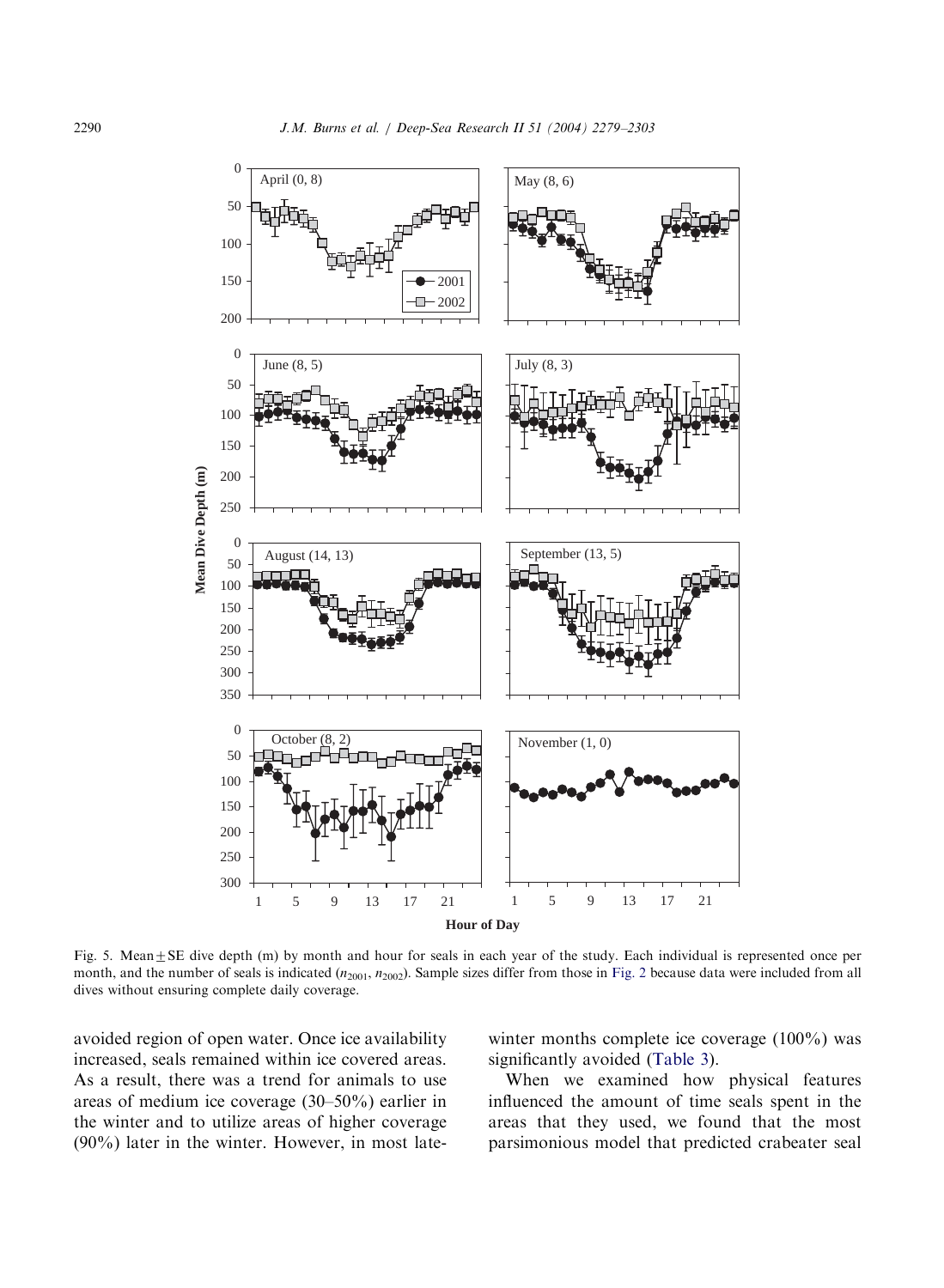Fig. 5. Mean ± SE dive depth (m) by month and hour for seals in each year of the study. Each individual is represented once per month, and the number of seals is indicated ($n_{2001}$, $n_{2002}$). Sample sizes differ from those in Fig. 2 because data were included from all dives without ensuring complete daily coverage.

avoided region of open water. Once ice availability increased, seals remained within ice covered areas. As a result, there was a trend for animals to use areas of medium ice coverage (30–50%) earlier in the winter and to utilize areas of higher coverage (90%) later in the winter. However, in most late-winter months complete ice coverage (100%) was significantly avoided (Table 3).

When we examined how physical features influenced the amount of time seals spent in the areas that they used, we found that the most parsimonious model that predicted crabeater seal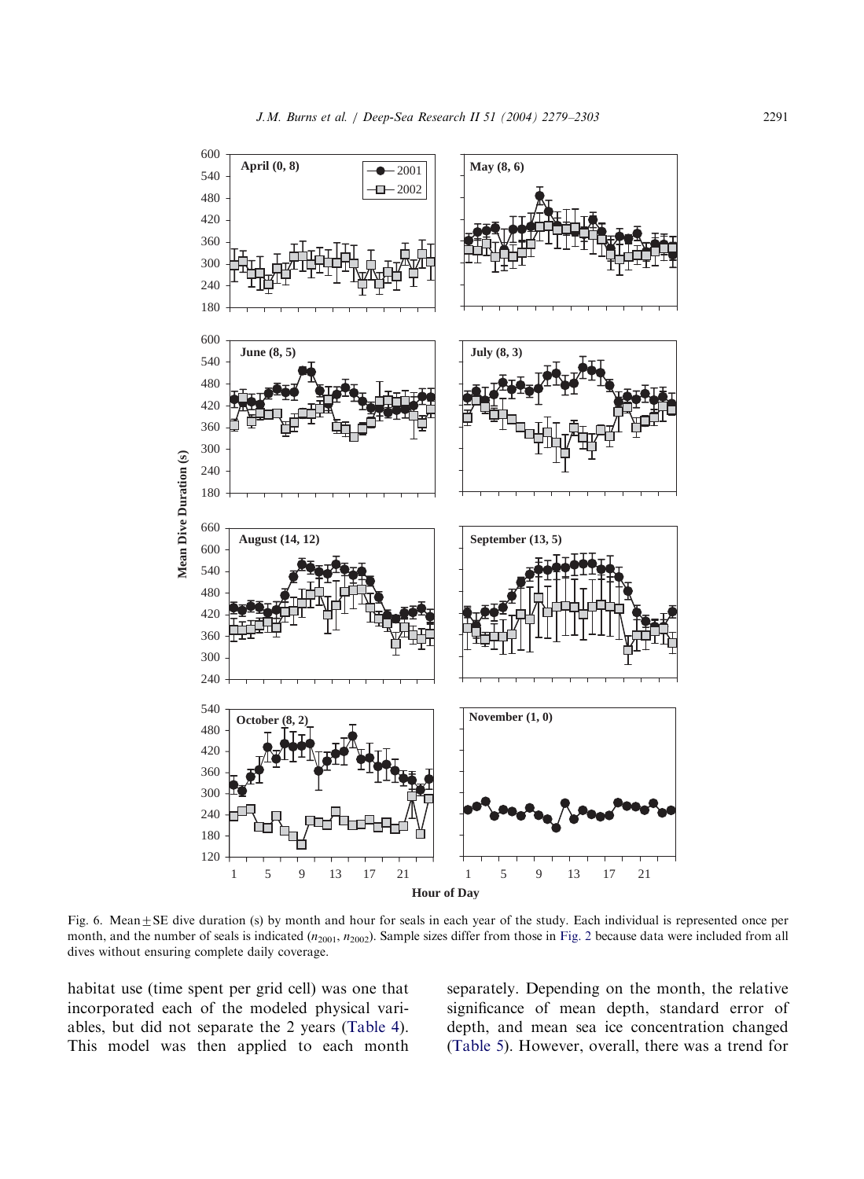Fig. 6. Mean$\pm$SE dive duration (s) by month and hour for seals in each year of the study. Each individual is represented once per month, and the number of seals is indicated ($n_{2001}$, $n_{2002}$). Sample sizes differ from those in Fig. 2 because data were included from all dives without ensuring complete daily coverage.

habitat use (time spent per grid cell) was one that incorporated each of the modeled physical variables, but did not separate the 2 years (Table 4). This model was then applied to each month separately. Depending on the month, the relative significance of mean depth, standard error of depth, and mean sea ice concentration changed (Table 5). However, overall, there was a trend for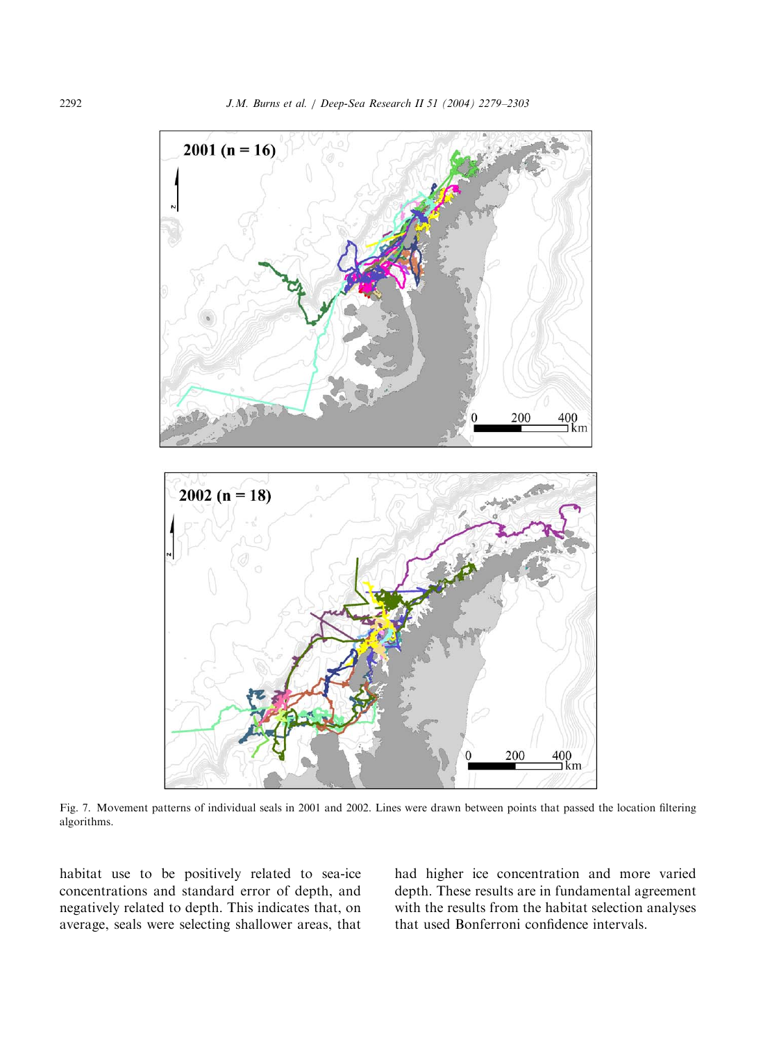Fig. 7. Movement patterns of individual seals in 2001 and 2002. Lines were drawn between points that passed the location filtering algorithms.

habitat use to be positively related to sea-ice concentrations and standard error of depth, and negatively related to depth. This indicates that, on average, seals were selecting shallower areas, that had higher ice concentration and more varied depth. These results are in fundamental agreement with the results from the habitat selection analyses that used Bonferroni confidence intervals.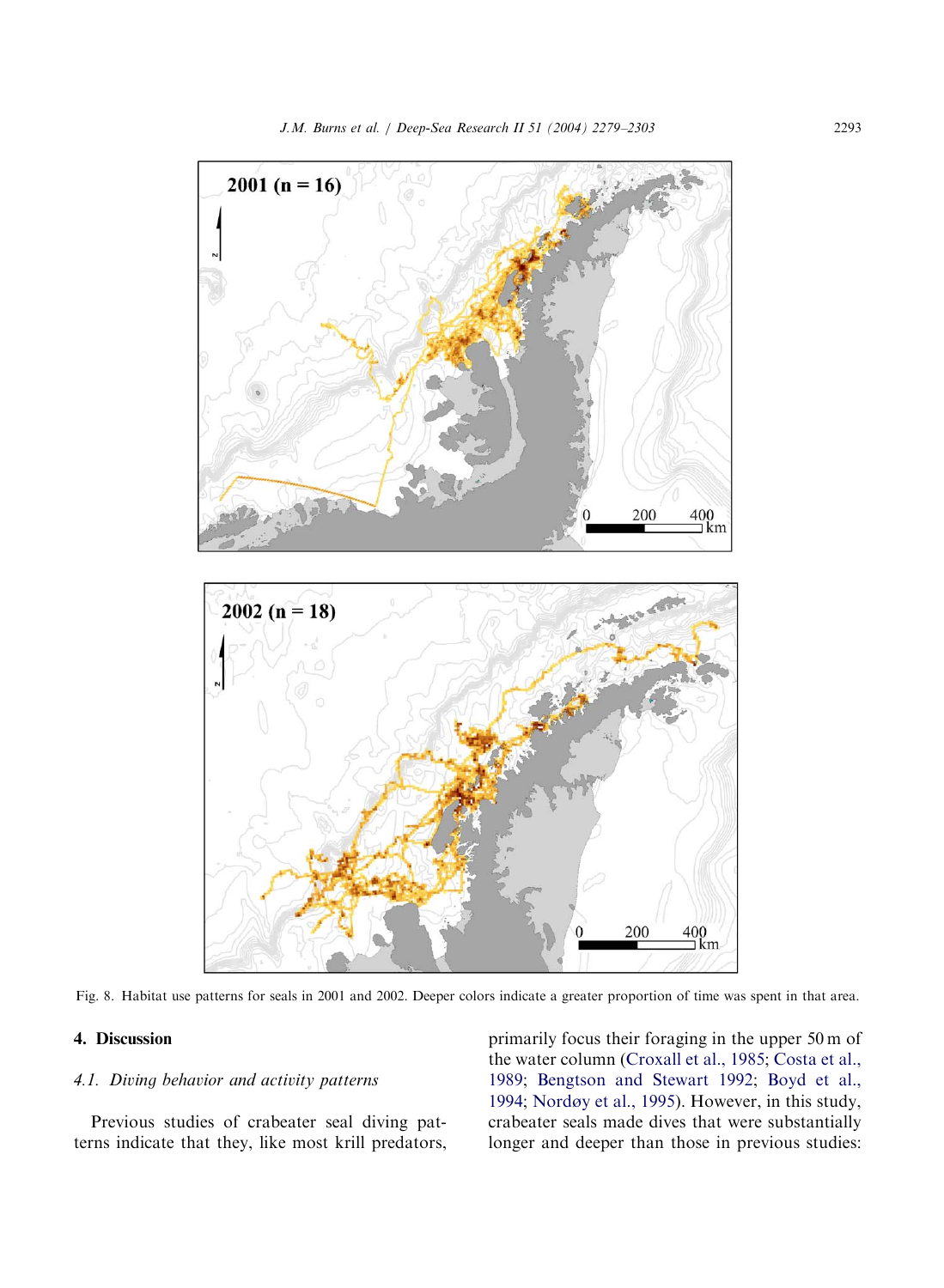Fig. 8. Habitat use patterns for seals in 2001 and 2002. Deeper colors indicate a greater proportion of time was spent in that area.

## 4. Discussion

### *4.1. Diving behavior and activity patterns*

Previous studies of crabeater seal diving patterns indicate that they, like most krill predators, primarily focus their foraging in the upper 50 m of the water column (Croxall et al., 1985; Costa et al., 1989; Bengtson and Stewart 1992; Boyd et al., 1994; Nordøy et al., 1995). However, in this study, crabeater seals made dives that were substantially longer and deeper than those in previous studies: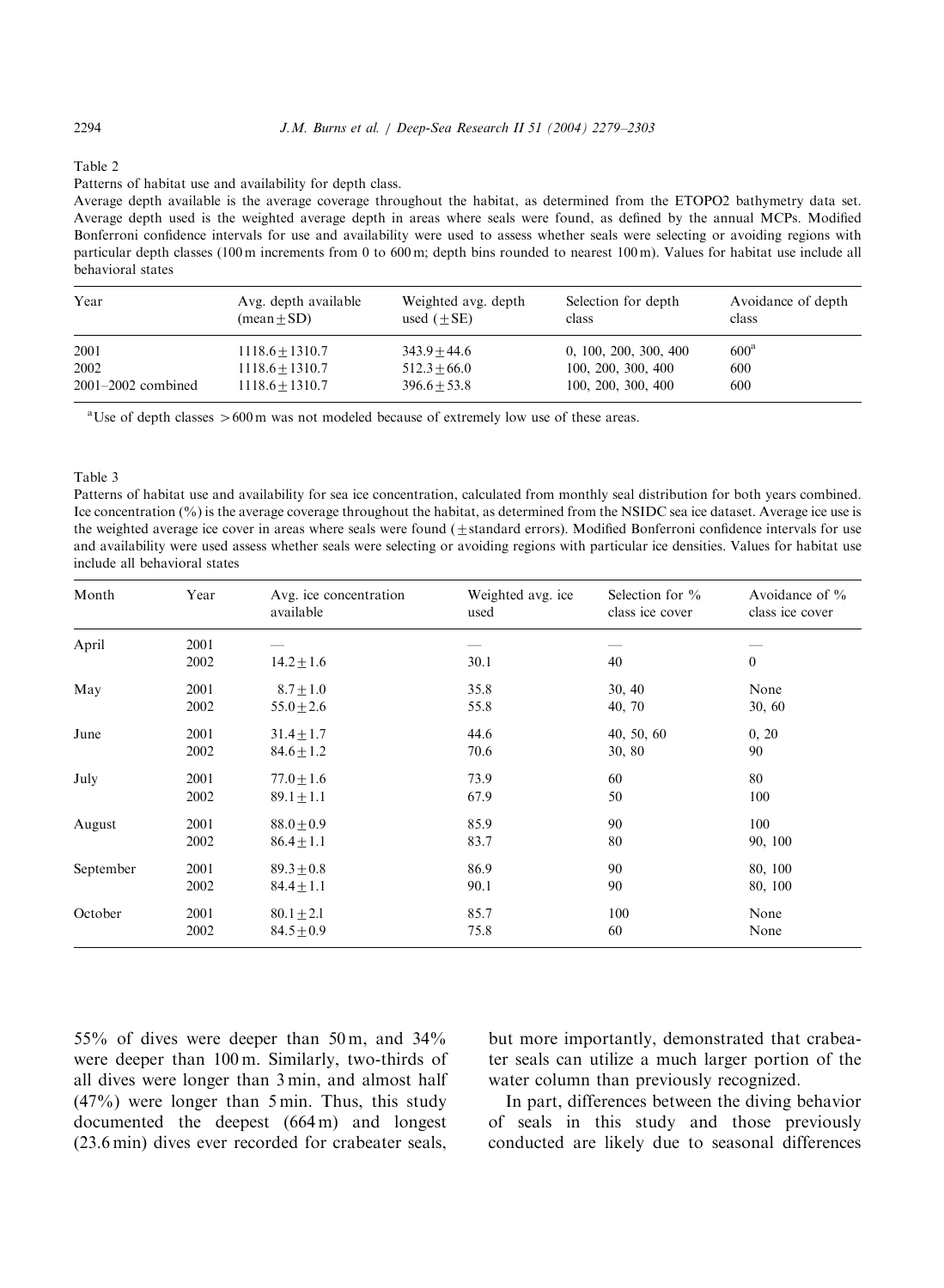Table 2

Patterns of habitat use and availability for depth class.

Average depth available is the average coverage throughout the habitat, as determined from the ETOPO2 bathymetry data set. Average depth used is the weighted average depth in areas where seals were found, as defined by the annual MCPs. Modified Bonferroni confidence intervals for use and availability were used to assess whether seals were selecting or avoiding regions with particular depth classes (100 m increments from 0 to 600 m; depth bins rounded to nearest 100 m). Values for habitat use include all behavioral states

| Year | Avg. depth available (mean ± SD) | Weighted avg. depth used (± SE) | Selection for depth class | Avoidance of depth class |
|---|---|---|---|---|
| 2001 | 1118.6 ± 1310.7 | 343.9 ± 44.6 | 0, 100, 200, 300, 400 | 600[a] |
| 2002 | 1118.6 ± 1310.7 | 512.3 ± 66.0 | 100, 200, 300, 400 | 600 |
| 2001–2002 combined | 1118.6 ± 1310.7 | 396.6 ± 53.8 | 100, 200, 300, 400 | 600 |

[a]Use of depth classes > 600 m was not modeled because of extremely low use of these areas.

Table 3

Patterns of habitat use and availability for sea ice concentration, calculated from monthly seal distribution for both years combined. Ice concentration (%) is the average coverage throughout the habitat, as determined from the NSIDC sea ice dataset. Average ice use is the weighted average ice cover in areas where seals were found (± standard errors). Modified Bonferroni confidence intervals for use and availability were used assess whether seals were selecting or avoiding regions with particular ice densities. Values for habitat use include all behavioral states

| Month | Year | Avg. ice concentration available | Weighted avg. ice used | Selection for % class ice cover | Avoidance of % class ice cover |
|---|---|---|---|---|---|
| April | 2001 | — | — | — | — |
| | 2002 | 14.2 ± 1.6 | 30.1 | 40 | 0 |
| May | 2001 | 8.7 ± 1.0 | 35.8 | 30, 40 | None |
| | 2002 | 55.0 ± 2.6 | 55.8 | 40, 70 | 30, 60 |
| June | 2001 | 31.4 ± 1.7 | 44.6 | 40, 50, 60 | 0, 20 |
| | 2002 | 84.6 ± 1.2 | 70.6 | 30, 80 | 90 |
| July | 2001 | 77.0 ± 1.6 | 73.9 | 60 | 80 |
| | 2002 | 89.1 ± 1.1 | 67.9 | 50 | 100 |
| August | 2001 | 88.0 ± 0.9 | 85.9 | 90 | 100 |
| | 2002 | 86.4 ± 1.1 | 83.7 | 80 | 90, 100 |
| September | 2001 | 89.3 ± 0.8 | 86.9 | 90 | 80, 100 |
| | 2002 | 84.4 ± 1.1 | 90.1 | 90 | 80, 100 |
| October | 2001 | 80.1 ± 2.1 | 85.7 | 100 | None |
| | 2002 | 84.5 ± 0.9 | 75.8 | 60 | None |

55% of dives were deeper than 50 m, and 34% were deeper than 100 m. Similarly, two-thirds of all dives were longer than 3 min, and almost half (47%) were longer than 5 min. Thus, this study documented the deepest (664 m) and longest (23.6 min) dives ever recorded for crabeater seals, but more importantly, demonstrated that crabeater seals can utilize a much larger portion of the water column than previously recognized.

In part, differences between the diving behavior of seals in this study and those previously conducted are likely due to seasonal differences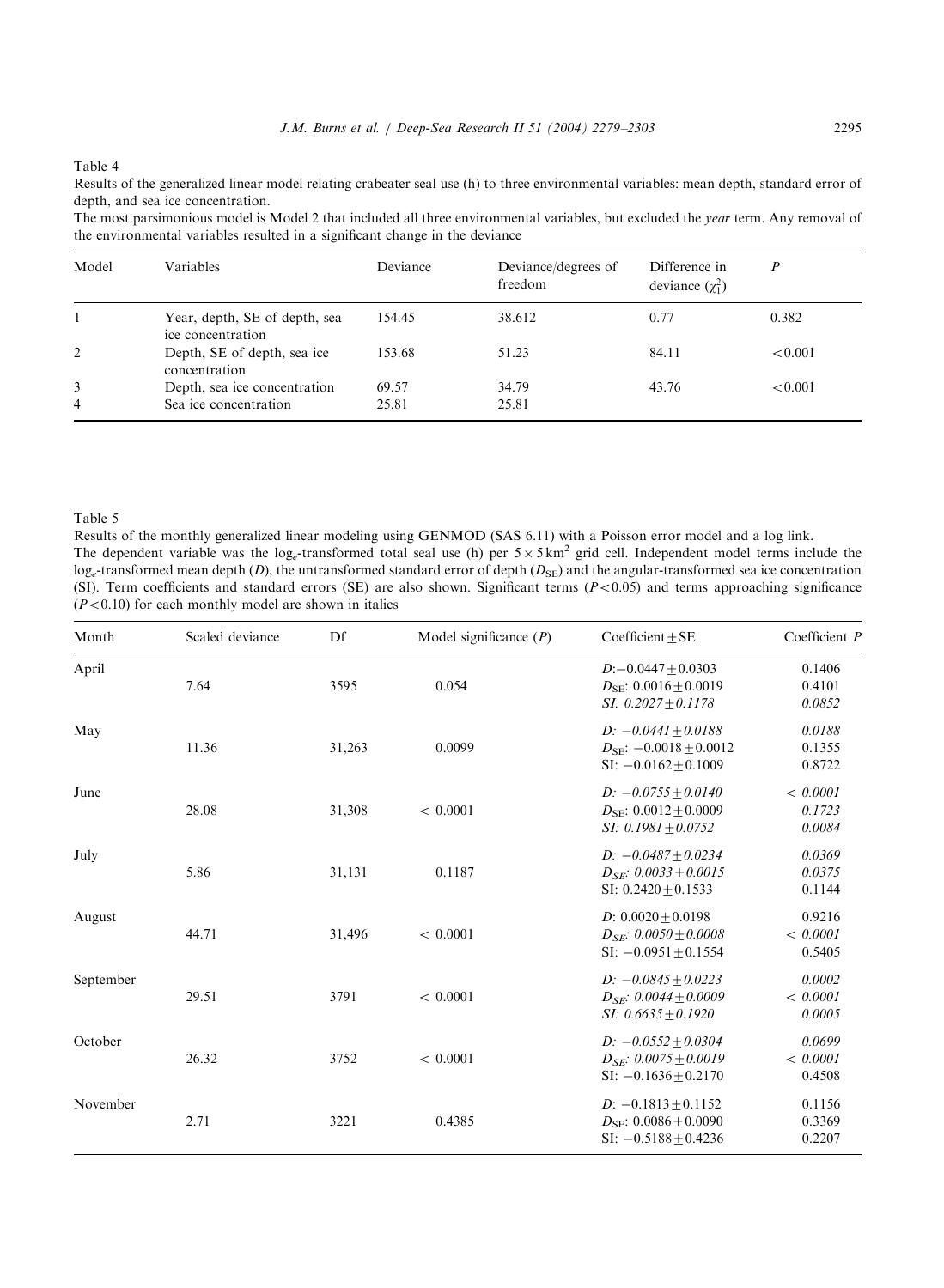Table 4

Results of the generalized linear model relating crabeater seal use (h) to three environmental variables: mean depth, standard error of depth, and sea ice concentration.

The most parsimonious model is Model 2 that included all three environmental variables, but excluded the *year* term. Any removal of the environmental variables resulted in a significant change in the deviance

| Model | Variables | Deviance | Deviance/degrees of freedom | Difference in deviance ($\chi^2_1$) | $P$ |
|---|---|---|---|---|---|
| 1 | Year, depth, SE of depth, sea ice concentration | 154.45 | 38.612 | 0.77 | 0.382 |
| 2 | Depth, SE of depth, sea ice concentration | 153.68 | 51.23 | 84.11 | <0.001 |
| 3 | Depth, sea ice concentration | 69.57 | 34.79 | 43.76 | <0.001 |
| 4 | Sea ice concentration | 25.81 | 25.81 | | |

Table 5

Results of the monthly generalized linear modeling using GENMOD (SAS 6.11) with a Poisson error model and a log link.

The dependent variable was the $\log_e$-transformed total seal use (h) per $5\times5\,\text{km}^2$ grid cell. Independent model terms include the $\log_e$-transformed mean depth ($D$), the untransformed standard error of depth ($D_{SE}$) and the angular-transformed sea ice concentration (SI). Term coefficients and standard errors (SE) are also shown. Significant terms ($P<0.05$) and terms approaching significance ($P<0.10$) for each monthly model are shown in italics

| Month | Scaled deviance | Df | Model significance ($P$) | Coefficient ± SE | Coefficient $P$ |
|---|---|---|---|---|---|
| April | 7.64 | 3595 | 0.054 | $D$: −0.0447 ± 0.0303 | 0.1406 |
| | | | | $D_{SE}$: 0.0016 ± 0.0019 | 0.4101 |
| | | | | *SI: 0.2027 ± 0.1178* | *0.0852* |
| May | 11.36 | 31,263 | 0.0099 | *$D$: −0.0441 ± 0.0188* | *0.0188* |
| | | | | $D_{SE}$: −0.0018 ± 0.0012 | 0.1355 |
| | | | | SI: −0.0162 ± 0.1009 | 0.8722 |
| June | 28.08 | 31,308 | < 0.0001 | *$D$: −0.0755 ± 0.0140* | *< 0.0001* |
| | | | | $D_{SE}$: 0.0012 ± 0.0009 | *0.1723* |
| | | | | *SI: 0.1981 ± 0.0752* | *0.0084* |
| July | 5.86 | 31,131 | 0.1187 | *$D$: −0.0487 ± 0.0234* | *0.0369* |
| | | | | *$D_{SE}$: 0.0033 ± 0.0015* | *0.0375* |
| | | | | SI: 0.2420 ± 0.1533 | 0.1144 |
| August | 44.71 | 31,496 | < 0.0001 | $D$: 0.0020 ± 0.0198 | 0.9216 |
| | | | | *$D_{SE}$: 0.0050 ± 0.0008* | *< 0.0001* |
| | | | | SI: −0.0951 ± 0.1554 | 0.5405 |
| September | 29.51 | 3791 | < 0.0001 | *$D$: −0.0845 ± 0.0223* | *0.0002* |
| | | | | *$D_{SE}$: 0.0044 ± 0.0009* | *< 0.0001* |
| | | | | *SI: 0.6635 ± 0.1920* | *0.0005* |
| October | 26.32 | 3752 | < 0.0001 | *$D$: −0.0552 ± 0.0304* | *0.0699* |
| | | | | *$D_{SE}$: 0.0075 ± 0.0019* | *< 0.0001* |
| | | | | SI: −0.1636 ± 0.2170 | 0.4508 |
| November | 2.71 | 3221 | 0.4385 | $D$: −0.1813 ± 0.1152 | 0.1156 |
| | | | | $D_{SE}$: 0.0086 ± 0.0090 | 0.3369 |
| | | | | SI: −0.5188 ± 0.4236 | 0.2207 |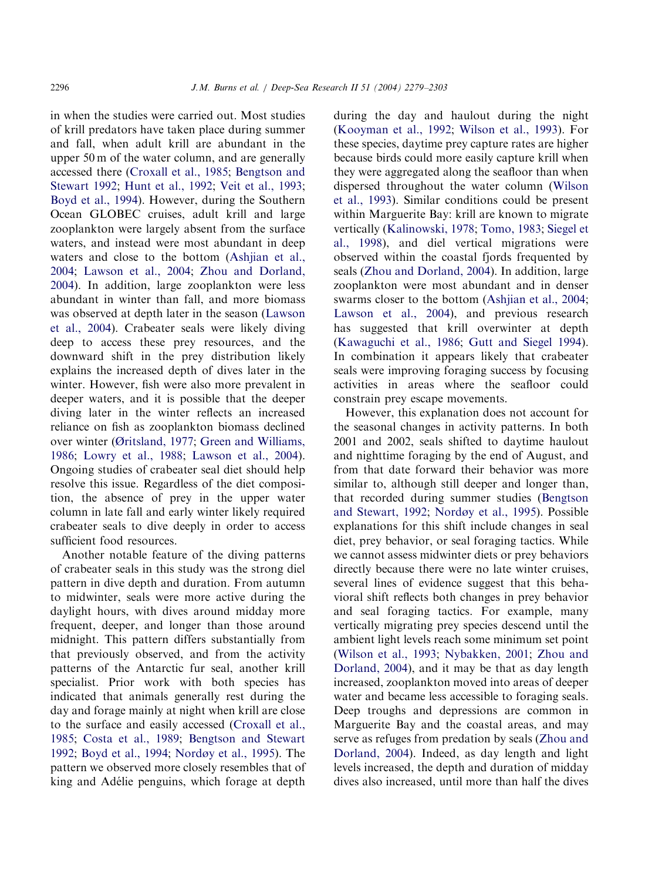in when the studies were carried out. Most studies of krill predators have taken place during summer and fall, when adult krill are abundant in the upper 50 m of the water column, and are generally accessed there (Croxall et al., 1985; Bengtson and Stewart 1992; Hunt et al., 1992; Veit et al., 1993; Boyd et al., 1994). However, during the Southern Ocean GLOBEC cruises, adult krill and large zooplankton were largely absent from the surface waters, and instead were most abundant in deep waters and close to the bottom (Ashjian et al., 2004; Lawson et al., 2004; Zhou and Dorland, 2004). In addition, large zooplankton were less abundant in winter than fall, and more biomass was observed at depth later in the season (Lawson et al., 2004). Crabeater seals were likely diving deep to access these prey resources, and the downward shift in the prey distribution likely explains the increased depth of dives later in the winter. However, fish were also more prevalent in deeper waters, and it is possible that the deeper diving later in the winter reflects an increased reliance on fish as zooplankton biomass declined over winter (Øritsland, 1977; Green and Williams, 1986; Lowry et al., 1988; Lawson et al., 2004). Ongoing studies of crabeater seal diet should help resolve this issue. Regardless of the diet composition, the absence of prey in the upper water column in late fall and early winter likely required crabeater seals to dive deeply in order to access sufficient food resources.

Another notable feature of the diving patterns of crabeater seals in this study was the strong diel pattern in dive depth and duration. From autumn to midwinter, seals were more active during the daylight hours, with dives around midday more frequent, deeper, and longer than those around midnight. This pattern differs substantially from that previously observed, and from the activity patterns of the Antarctic fur seal, another krill specialist. Prior work with both species has indicated that animals generally rest during the day and forage mainly at night when krill are close to the surface and easily accessed (Croxall et al., 1985; Costa et al., 1989; Bengtson and Stewart 1992; Boyd et al., 1994; Nordøy et al., 1995). The pattern we observed more closely resembles that of king and Adélie penguins, which forage at depth during the day and haulout during the night (Kooyman et al., 1992; Wilson et al., 1993). For these species, daytime prey capture rates are higher because birds could more easily capture krill when they were aggregated along the seafloor than when dispersed throughout the water column (Wilson et al., 1993). Similar conditions could be present within Marguerite Bay: krill are known to migrate vertically (Kalinowski, 1978; Tomo, 1983; Siegel et al., 1998), and diel vertical migrations were observed within the coastal fjords frequented by seals (Zhou and Dorland, 2004). In addition, large zooplankton were most abundant and in denser swarms closer to the bottom (Ashjian et al., 2004; Lawson et al., 2004), and previous research has suggested that krill overwinter at depth (Kawaguchi et al., 1986; Gutt and Siegel 1994). In combination it appears likely that crabeater seals were improving foraging success by focusing activities in areas where the seafloor could constrain prey escape movements.

However, this explanation does not account for the seasonal changes in activity patterns. In both 2001 and 2002, seals shifted to daytime haulout and nighttime foraging by the end of August, and from that date forward their behavior was more similar to, although still deeper and longer than, that recorded during summer studies (Bengtson and Stewart, 1992; Nordøy et al., 1995). Possible explanations for this shift include changes in seal diet, prey behavior, or seal foraging tactics. While we cannot assess midwinter diets or prey behaviors directly because there were no late winter cruises, several lines of evidence suggest that this behavioral shift reflects both changes in prey behavior and seal foraging tactics. For example, many vertically migrating prey species descend until the ambient light levels reach some minimum set point (Wilson et al., 1993; Nybakken, 2001; Zhou and Dorland, 2004), and it may be that as day length increased, zooplankton moved into areas of deeper water and became less accessible to foraging seals. Deep troughs and depressions are common in Marguerite Bay and the coastal areas, and may serve as refuges from predation by seals (Zhou and Dorland, 2004). Indeed, as day length and light levels increased, the depth and duration of midday dives also increased, until more than half the dives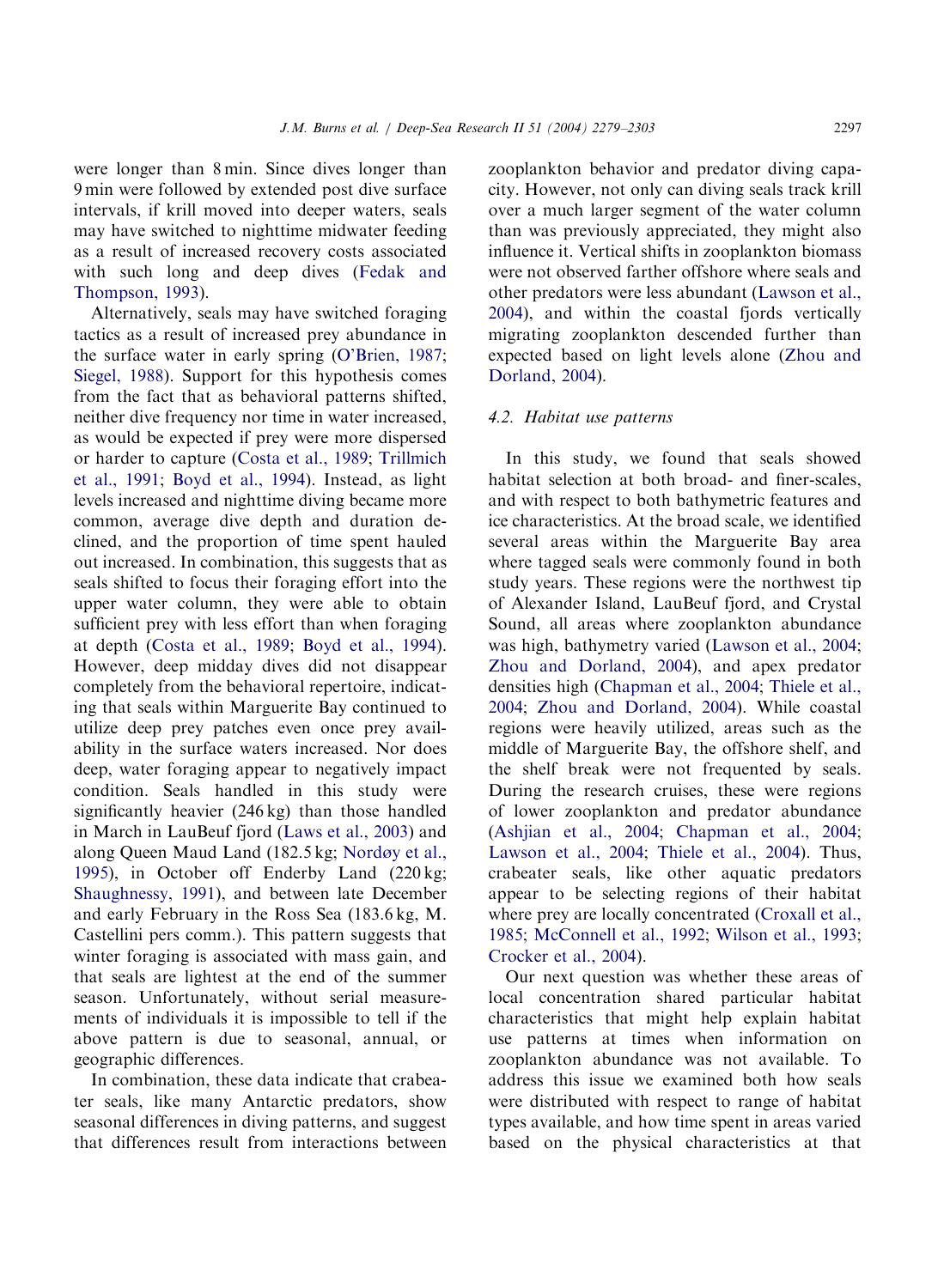were longer than 8 min. Since dives longer than 9 min were followed by extended post dive surface intervals, if krill moved into deeper waters, seals may have switched to nighttime midwater feeding as a result of increased recovery costs associated with such long and deep dives (Fedak and Thompson, 1993).

Alternatively, seals may have switched foraging tactics as a result of increased prey abundance in the surface water in early spring (O'Brien, 1987; Siegel, 1988). Support for this hypothesis comes from the fact that as behavioral patterns shifted, neither dive frequency nor time in water increased, as would be expected if prey were more dispersed or harder to capture (Costa et al., 1989; Trillmich et al., 1991; Boyd et al., 1994). Instead, as light levels increased and nighttime diving became more common, average dive depth and duration declined, and the proportion of time spent hauled out increased. In combination, this suggests that as seals shifted to focus their foraging effort into the upper water column, they were able to obtain sufficient prey with less effort than when foraging at depth (Costa et al., 1989; Boyd et al., 1994). However, deep midday dives did not disappear completely from the behavioral repertoire, indicating that seals within Marguerite Bay continued to utilize deep prey patches even once prey availability in the surface waters increased. Nor does deep, water foraging appear to negatively impact condition. Seals handled in this study were significantly heavier (246 kg) than those handled in March in LauBeuf fjord (Laws et al., 2003) and along Queen Maud Land (182.5 kg; Nordøy et al., 1995), in October off Enderby Land (220 kg; Shaughnessy, 1991), and between late December and early February in the Ross Sea (183.6 kg, M. Castellini pers comm.). This pattern suggests that winter foraging is associated with mass gain, and that seals are lightest at the end of the summer season. Unfortunately, without serial measurements of individuals it is impossible to tell if the above pattern is due to seasonal, annual, or geographic differences.

In combination, these data indicate that crabeater seals, like many Antarctic predators, show seasonal differences in diving patterns, and suggest that differences result from interactions between zooplankton behavior and predator diving capacity. However, not only can diving seals track krill over a much larger segment of the water column than was previously appreciated, they might also influence it. Vertical shifts in zooplankton biomass were not observed farther offshore where seals and other predators were less abundant (Lawson et al., 2004), and within the coastal fjords vertically migrating zooplankton descended further than expected based on light levels alone (Zhou and Dorland, 2004).

### 4.2. Habitat use patterns

In this study, we found that seals showed habitat selection at both broad- and finer-scales, and with respect to both bathymetric features and ice characteristics. At the broad scale, we identified several areas within the Marguerite Bay area where tagged seals were commonly found in both study years. These regions were the northwest tip of Alexander Island, LauBeuf fjord, and Crystal Sound, all areas where zooplankton abundance was high, bathymetry varied (Lawson et al., 2004; Zhou and Dorland, 2004), and apex predator densities high (Chapman et al., 2004; Thiele et al., 2004; Zhou and Dorland, 2004). While coastal regions were heavily utilized, areas such as the middle of Marguerite Bay, the offshore shelf, and the shelf break were not frequented by seals. During the research cruises, these were regions of lower zooplankton and predator abundance (Ashjian et al., 2004; Chapman et al., 2004; Lawson et al., 2004; Thiele et al., 2004). Thus, crabeater seals, like other aquatic predators appear to be selecting regions of their habitat where prey are locally concentrated (Croxall et al., 1985; McConnell et al., 1992; Wilson et al., 1993; Crocker et al., 2004).

Our next question was whether these areas of local concentration shared particular habitat characteristics that might help explain habitat use patterns at times when information on zooplankton abundance was not available. To address this issue we examined both how seals were distributed with respect to range of habitat types available, and how time spent in areas varied based on the physical characteristics at that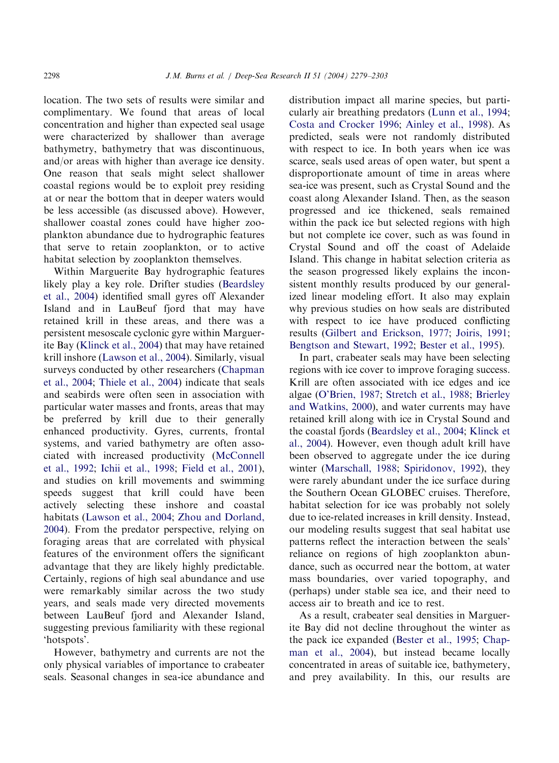location. The two sets of results were similar and complimentary. We found that areas of local concentration and higher than expected seal usage were characterized by shallower than average bathymetry, bathymetry that was discontinuous, and/or areas with higher than average ice density. One reason that seals might select shallower coastal regions would be to exploit prey residing at or near the bottom that in deeper waters would be less accessible (as discussed above). However, shallower coastal zones could have higher zooplankton abundance due to hydrographic features that serve to retain zooplankton, or to active habitat selection by zooplankton themselves.

Within Marguerite Bay hydrographic features likely play a key role. Drifter studies (Beardsley et al., 2004) identified small gyres off Alexander Island and in LauBeuf fjord that may have retained krill in these areas, and there was a persistent mesoscale cyclonic gyre within Marguerite Bay (Klinck et al., 2004) that may have retained krill inshore (Lawson et al., 2004). Similarly, visual surveys conducted by other researchers (Chapman et al., 2004; Thiele et al., 2004) indicate that seals and seabirds were often seen in association with particular water masses and fronts, areas that may be preferred by krill due to their generally enhanced productivity. Gyres, currents, frontal systems, and varied bathymetry are often associated with increased productivity (McConnell et al., 1992; Ichii et al., 1998; Field et al., 2001), and studies on krill movements and swimming speeds suggest that krill could have been actively selecting these inshore and coastal habitats (Lawson et al., 2004; Zhou and Dorland, 2004). From the predator perspective, relying on foraging areas that are correlated with physical features of the environment offers the significant advantage that they are likely highly predictable. Certainly, regions of high seal abundance and use were remarkably similar across the two study years, and seals made very directed movements between LauBeuf fjord and Alexander Island, suggesting previous familiarity with these regional 'hotspots'.

However, bathymetry and currents are not the only physical variables of importance to crabeater seals. Seasonal changes in sea-ice abundance and distribution impact all marine species, but particularly air breathing predators (Lunn et al., 1994; Costa and Crocker 1996; Ainley et al., 1998). As predicted, seals were not randomly distributed with respect to ice. In both years when ice was scarce, seals used areas of open water, but spent a disproportionate amount of time in areas where sea-ice was present, such as Crystal Sound and the coast along Alexander Island. Then, as the season progressed and ice thickened, seals remained within the pack ice but selected regions with high but not complete ice cover, such as was found in Crystal Sound and off the coast of Adelaide Island. This change in habitat selection criteria as the season progressed likely explains the inconsistent monthly results produced by our generalized linear modeling effort. It also may explain why previous studies on how seals are distributed with respect to ice have produced conflicting results (Gilbert and Erickson, 1977; Joiris, 1991; Bengtson and Stewart, 1992; Bester et al., 1995).

In part, crabeater seals may have been selecting regions with ice cover to improve foraging success. Krill are often associated with ice edges and ice algae (O'Brien, 1987; Stretch et al., 1988; Brierley and Watkins, 2000), and water currents may have retained krill along with ice in Crystal Sound and the coastal fjords (Beardsley et al., 2004; Klinck et al., 2004). However, even though adult krill have been observed to aggregate under the ice during winter (Marschall, 1988; Spiridonov, 1992), they were rarely abundant under the ice surface during the Southern Ocean GLOBEC cruises. Therefore, habitat selection for ice was probably not solely due to ice-related increases in krill density. Instead, our modeling results suggest that seal habitat use patterns reflect the interaction between the seals' reliance on regions of high zooplankton abundance, such as occurred near the bottom, at water mass boundaries, over varied topography, and (perhaps) under stable sea ice, and their need to access air to breath and ice to rest.

As a result, crabeater seal densities in Marguerite Bay did not decline throughout the winter as the pack ice expanded (Bester et al., 1995; Chapman et al., 2004), but instead became locally concentrated in areas of suitable ice, bathymetery, and prey availability. In this, our results are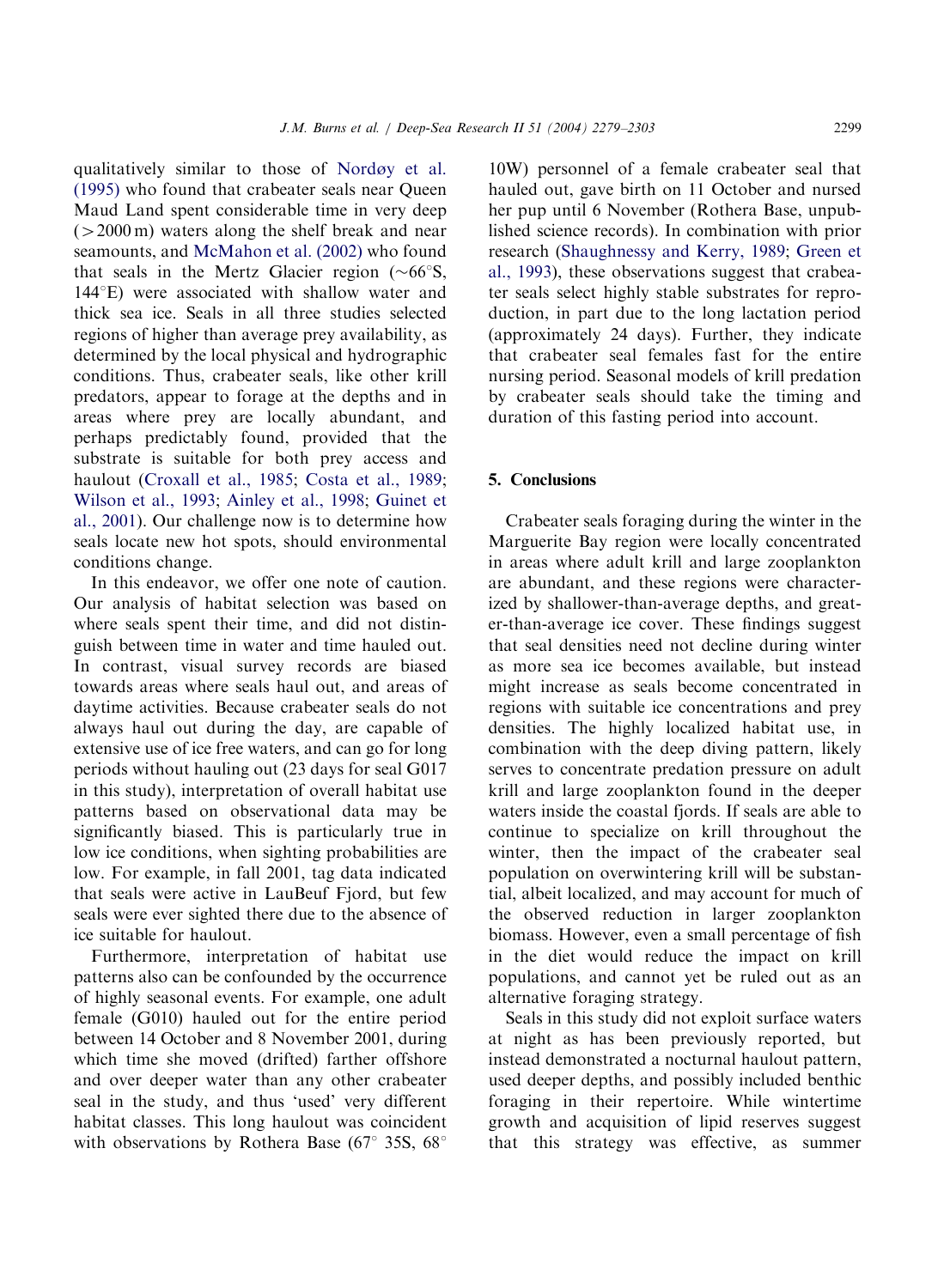qualitatively similar to those of Nordøy et al. (1995) who found that crabeater seals near Queen Maud Land spent considerable time in very deep (>2000 m) waters along the shelf break and near seamounts, and McMahon et al. (2002) who found that seals in the Mertz Glacier region (~66°S, 144°E) were associated with shallow water and thick sea ice. Seals in all three studies selected regions of higher than average prey availability, as determined by the local physical and hydrographic conditions. Thus, crabeater seals, like other krill predators, appear to forage at the depths and in areas where prey are locally abundant, and perhaps predictably found, provided that the substrate is suitable for both prey access and haulout (Croxall et al., 1985; Costa et al., 1989; Wilson et al., 1993; Ainley et al., 1998; Guinet et al., 2001). Our challenge now is to determine how seals locate new hot spots, should environmental conditions change.

In this endeavor, we offer one note of caution. Our analysis of habitat selection was based on where seals spent their time, and did not distinguish between time in water and time hauled out. In contrast, visual survey records are biased towards areas where seals haul out, and areas of daytime activities. Because crabeater seals do not always haul out during the day, are capable of extensive use of ice free waters, and can go for long periods without hauling out (23 days for seal G017 in this study), interpretation of overall habitat use patterns based on observational data may be significantly biased. This is particularly true in low ice conditions, when sighting probabilities are low. For example, in fall 2001, tag data indicated that seals were active in LauBeuf Fjord, but few seals were ever sighted there due to the absence of ice suitable for haulout.

Furthermore, interpretation of habitat use patterns also can be confounded by the occurrence of highly seasonal events. For example, one adult female (G010) hauled out for the entire period between 14 October and 8 November 2001, during which time she moved (drifted) farther offshore and over deeper water than any other crabeater seal in the study, and thus 'used' very different habitat classes. This long haulout was coincident with observations by Rothera Base (67° 35S, 68° 10W) personnel of a female crabeater seal that hauled out, gave birth on 11 October and nursed her pup until 6 November (Rothera Base, unpublished science records). In combination with prior research (Shaughnessy and Kerry, 1989; Green et al., 1993), these observations suggest that crabeater seals select highly stable substrates for reproduction, in part due to the long lactation period (approximately 24 days). Further, they indicate that crabeater seal females fast for the entire nursing period. Seasonal models of krill predation by crabeater seals should take the timing and duration of this fasting period into account.

## 5. Conclusions

Crabeater seals foraging during the winter in the Marguerite Bay region were locally concentrated in areas where adult krill and large zooplankton are abundant, and these regions were characterized by shallower-than-average depths, and greater-than-average ice cover. These findings suggest that seal densities need not decline during winter as more sea ice becomes available, but instead might increase as seals become concentrated in regions with suitable ice concentrations and prey densities. The highly localized habitat use, in combination with the deep diving pattern, likely serves to concentrate predation pressure on adult krill and large zooplankton found in the deeper waters inside the coastal fjords. If seals are able to continue to specialize on krill throughout the winter, then the impact of the crabeater seal population on overwintering krill will be substantial, albeit localized, and may account for much of the observed reduction in larger zooplankton biomass. However, even a small percentage of fish in the diet would reduce the impact on krill populations, and cannot yet be ruled out as an alternative foraging strategy.

Seals in this study did not exploit surface waters at night as has been previously reported, but instead demonstrated a nocturnal haulout pattern, used deeper depths, and possibly included benthic foraging in their repertoire. While wintertime growth and acquisition of lipid reserves suggest that this strategy was effective, as summer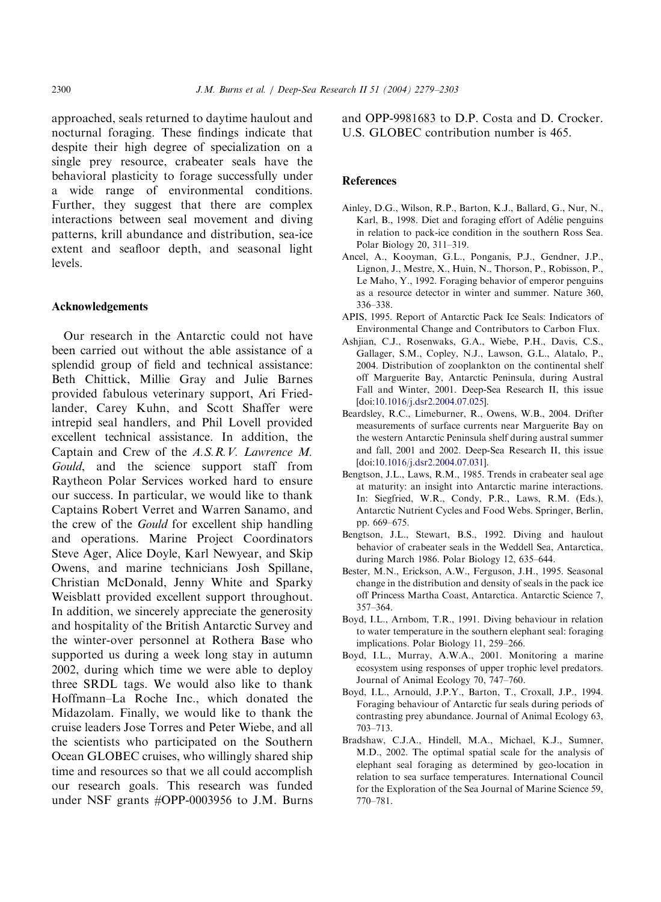approached, seals returned to daytime haulout and nocturnal foraging. These findings indicate that despite their high degree of specialization on a single prey resource, crabeater seals have the behavioral plasticity to forage successfully under a wide range of environmental conditions. Further, they suggest that there are complex interactions between seal movement and diving patterns, krill abundance and distribution, sea-ice extent and seafloor depth, and seasonal light levels.

## Acknowledgements

Our research in the Antarctic could not have been carried out without the able assistance of a splendid group of field and technical assistance: Beth Chittick, Millie Gray and Julie Barnes provided fabulous veterinary support, Ari Friedlander, Carey Kuhn, and Scott Shaffer were intrepid seal handlers, and Phil Lovell provided excellent technical assistance. In addition, the Captain and Crew of the *A.S.R.V. Lawrence M. Gould*, and the science support staff from Raytheon Polar Services worked hard to ensure our success. In particular, we would like to thank Captains Robert Verret and Warren Sanamo, and the crew of the *Gould* for excellent ship handling and operations. Marine Project Coordinators Steve Ager, Alice Doyle, Karl Newyear, and Skip Owens, and marine technicians Josh Spillane, Christian McDonald, Jenny White and Sparky Weisblatt provided excellent support throughout. In addition, we sincerely appreciate the generosity and hospitality of the British Antarctic Survey and the winter-over personnel at Rothera Base who supported us during a week long stay in autumn 2002, during which time we were able to deploy three SRDL tags. We would also like to thank Hoffmann–La Roche Inc., which donated the Midazolam. Finally, we would like to thank the cruise leaders Jose Torres and Peter Wiebe, and all the scientists who participated on the Southern Ocean GLOBEC cruises, who willingly shared ship time and resources so that we all could accomplish our research goals. This research was funded under NSF grants #OPP-0003956 to J.M. Burns and OPP-9981683 to D.P. Costa and D. Crocker. U.S. GLOBEC contribution number is 465.

## References

Ainley, D.G., Wilson, R.P., Barton, K.J., Ballard, G., Nur, N., Karl, B., 1998. Diet and foraging effort of Adélie penguins in relation to pack-ice condition in the southern Ross Sea. Polar Biology 20, 311–319.

Ancel, A., Kooyman, G.L., Ponganis, P.J., Gendner, J.P., Lignon, J., Mestre, X., Huin, N., Thorson, P., Robisson, P., Le Maho, Y., 1992. Foraging behavior of emperor penguins as a resource detector in winter and summer. Nature 360, 336–338.

APIS, 1995. Report of Antarctic Pack Ice Seals: Indicators of Environmental Change and Contributors to Carbon Flux.

Ashjian, C.J., Rosenwaks, G.A., Wiebe, P.H., Davis, C.S., Gallager, S.M., Copley, N.J., Lawson, G.L., Alatalo, P., 2004. Distribution of zooplankton on the continental shelf off Marguerite Bay, Antarctic Peninsula, during Austral Fall and Winter, 2001. Deep-Sea Research II, this issue [doi:10.1016/j.dsr2.2004.07.025].

Beardsley, R.C., Limeburner, R., Owens, W.B., 2004. Drifter measurements of surface currents near Marguerite Bay on the western Antarctic Peninsula shelf during austral summer and fall, 2001 and 2002. Deep-Sea Research II, this issue [doi:10.1016/j.dsr2.2004.07.031].

Bengtson, J.L., Laws, R.M., 1985. Trends in crabeater seal age at maturity: an insight into Antarctic marine interactions. In: Siegfried, W.R., Condy, P.R., Laws, R.M. (Eds.), Antarctic Nutrient Cycles and Food Webs. Springer, Berlin, pp. 669–675.

Bengtson, J.L., Stewart, B.S., 1992. Diving and haulout behavior of crabeater seals in the Weddell Sea, Antarctica, during March 1986. Polar Biology 12, 635–644.

Bester, M.N., Erickson, A.W., Ferguson, J.H., 1995. Seasonal change in the distribution and density of seals in the pack ice off Princess Martha Coast, Antarctica. Antarctic Science 7, 357–364.

Boyd, I.L., Arnbom, T.R., 1991. Diving behaviour in relation to water temperature in the southern elephant seal: foraging implications. Polar Biology 11, 259–266.

Boyd, I.L., Murray, A.W.A., 2001. Monitoring a marine ecosystem using responses of upper trophic level predators. Journal of Animal Ecology 70, 747–760.

Boyd, I.L., Arnould, J.P.Y., Barton, T., Croxall, J.P., 1994. Foraging behaviour of Antarctic fur seals during periods of contrasting prey abundance. Journal of Animal Ecology 63, 703–713.

Bradshaw, C.J.A., Hindell, M.A., Michael, K.J., Sumner, M.D., 2002. The optimal spatial scale for the analysis of elephant seal foraging as determined by geo-location in relation to sea surface temperatures. International Council for the Exploration of the Sea Journal of Marine Science 59, 770–781.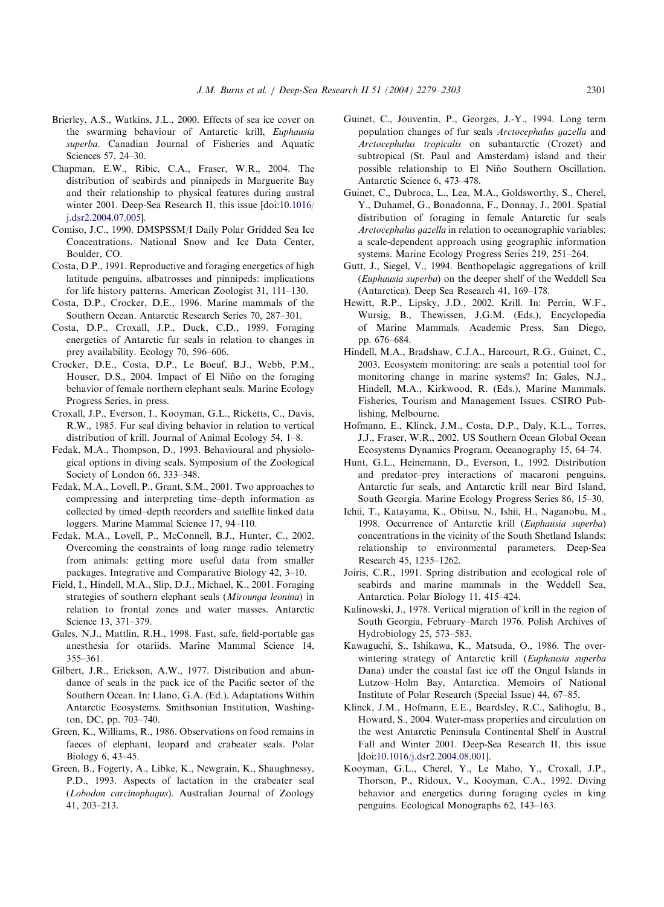Brierley, A.S., Watkins, J.L., 2000. Effects of sea ice cover on the swarming behaviour of Antarctic krill, *Euphausia superba*. Canadian Journal of Fisheries and Aquatic Sciences 57, 24–30.

Chapman, E.W., Ribic, C.A., Fraser, W.R., 2004. The distribution of seabirds and pinnipeds in Marguerite Bay and their relationship to physical features during austral winter 2001. Deep-Sea Research II, this issue [doi:10.1016/j.dsr2.2004.07.005].

Comiso, J.C., 1990. DMSPSSM/I Daily Polar Gridded Sea Ice Concentrations. National Snow and Ice Data Center, Boulder, CO.

Costa, D.P., 1991. Reproductive and foraging energetics of high latitude penguins, albatrosses and pinnipeds: implications for life history patterns. American Zoologist 31, 111–130.

Costa, D.P., Crocker, D.E., 1996. Marine mammals of the Southern Ocean. Antarctic Research Series 70, 287–301.

Costa, D.P., Croxall, J.P., Duck, C.D., 1989. Foraging energetics of Antarctic fur seals in relation to changes in prey availability. Ecology 70, 596–606.

Crocker, D.E., Costa, D.P., Le Boeuf, B.J., Webb, P.M., Houser, D.S., 2004. Impact of El Niño on the foraging behavior of female northern elephant seals. Marine Ecology Progress Series, in press.

Croxall, J.P., Everson, I., Kooyman, G.L., Ricketts, C., Davis, R.W., 1985. Fur seal diving behavior in relation to vertical distribution of krill. Journal of Animal Ecology 54, 1–8.

Fedak, M.A., Thompson, D., 1993. Behavioural and physiological options in diving seals. Symposium of the Zoological Society of London 66, 333–348.

Fedak, M.A., Lovell, P., Grant, S.M., 2001. Two approaches to compressing and interpreting time–depth information as collected by timed–depth recorders and satellite linked data loggers. Marine Mammal Science 17, 94–110.

Fedak, M.A., Lovell, P., McConnell, B.J., Hunter, C., 2002. Overcoming the constraints of long range radio telemetry from animals: getting more useful data from smaller packages. Integrative and Comparative Biology 42, 3–10.

Field, I., Hindell, M.A., Slip, D.J., Michael, K., 2001. Foraging strategies of southern elephant seals (*Mirounga leonina*) in relation to frontal zones and water masses. Antarctic Science 13, 371–379.

Gales, N.J., Mattlin, R.H., 1998. Fast, safe, field-portable gas anesthesia for otariids. Marine Mammal Science 14, 355–361.

Gilbert, J.R., Erickson, A.W., 1977. Distribution and abundance of seals in the pack ice of the Pacific sector of the Southern Ocean. In: Llano, G.A. (Ed.), Adaptations Within Antarctic Ecosystems. Smithsonian Institution, Washington, DC, pp. 703–740.

Green, K., Williams, R., 1986. Observations on food remains in faeces of elephant, leopard and crabeater seals. Polar Biology 6, 43–45.

Green, B., Fogerty, A., Libke, K., Newgrain, K., Shaughnessy, P.D., 1993. Aspects of lactation in the crabeater seal (*Lobodon carcinophagus*). Australian Journal of Zoology 41, 203–213.

Guinet, C., Jouventin, P., Georges, J.-Y., 1994. Long term population changes of fur seals *Arctocephalus gazella* and *Arctocephalus tropicalis* on subantarctic (Crozet) and subtropical (St. Paul and Amsterdam) island and their possible relationship to El Niño Southern Oscillation. Antarctic Science 6, 473–478.

Guinet, C., Dubroca, L., Lea, M.A., Goldsworthy, S., Cherel, Y., Duhamel, G., Bonadonna, F., Donnay, J., 2001. Spatial distribution of foraging in female Antarctic fur seals *Arctocephalus gazella* in relation to oceanographic variables: a scale-dependent approach using geographic information systems. Marine Ecology Progress Series 219, 251–264.

Gutt, J., Siegel, V., 1994. Benthopelagic aggregations of krill (*Euphausia superba*) on the deeper shelf of the Weddell Sea (Antarctica). Deep Sea Research 41, 169–178.

Hewitt, R.P., Lipsky, J.D., 2002. Krill. In: Perrin, W.F., Wursig, B., Thewissen, J.G.M. (Eds.), Encyclopedia of Marine Mammals. Academic Press, San Diego, pp. 676–684.

Hindell, M.A., Bradshaw, C.J.A., Harcourt, R.G., Guinet, C., 2003. Ecosystem monitoring: are seals a potential tool for monitoring change in marine systems? In: Gales, N.J., Hindell, M.A., Kirkwood, R. (Eds.), Marine Mammals. Fisheries, Tourism and Management Issues. CSIRO Publishing, Melbourne.

Hofmann, E., Klinck, J.M., Costa, D.P., Daly, K.L., Torres, J.J., Fraser, W.R., 2002. US Southern Ocean Global Ocean Ecosystems Dynamics Program. Oceanography 15, 64–74.

Hunt, G.L., Heinemann, D., Everson, I., 1992. Distribution and predator–prey interactions of macaroni penguins, Antarctic fur seals, and Antarctic krill near Bird Island, South Georgia. Marine Ecology Progress Series 86, 15–30.

Ichii, T., Katayama, K., Obitsu, N., Ishii, H., Naganobu, M., 1998. Occurrence of Antarctic krill (*Euphausia superba*) concentrations in the vicinity of the South Shetland Islands: relationship to environmental parameters. Deep-Sea Research 45, 1235–1262.

Joiris, C.R., 1991. Spring distribution and ecological role of seabirds and marine mammals in the Weddell Sea, Antarctica. Polar Biology 11, 415–424.

Kalinowski, J., 1978. Vertical migration of krill in the region of South Georgia, February–March 1976. Polish Archives of Hydrobiology 25, 573–583.

Kawaguchi, S., Ishikawa, K., Matsuda, O., 1986. The overwintering strategy of Antarctic krill (*Euphausia superba* Dana) under the coastal fast ice off the Ongul Islands in Lutzow–Holm Bay, Antarctica. Memoirs of National Institute of Polar Research (Special Issue) 44, 67–85.

Klinck, J.M., Hofmann, E.E., Beardsley, R.C., Salihoglu, B., Howard, S., 2004. Water-mass properties and circulation on the west Antarctic Peninsula Continental Shelf in Austral Fall and Winter 2001. Deep-Sea Research II, this issue [doi:10.1016/j.dsr2.2004.08.001].

Kooyman, G.L., Cherel, Y., Le Maho, Y., Croxall, J.P., Thorson, P., Ridoux, V., Kooyman, C.A., 1992. Diving behavior and energetics during foraging cycles in king penguins. Ecological Monographs 62, 143–163.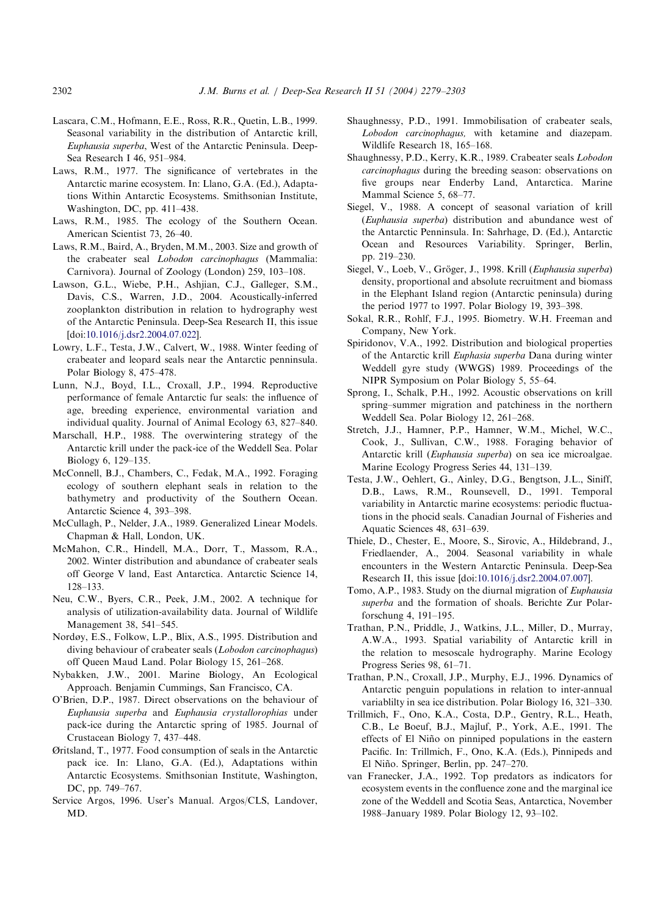Lascara, C.M., Hofmann, E.E., Ross, R.R., Quetin, L.B., 1999. Seasonal variability in the distribution of Antarctic krill, *Euphausia superba*, West of the Antarctic Peninsula. Deep-Sea Research I 46, 951–984.

Laws, R.M., 1977. The significance of vertebrates in the Antarctic marine ecosystem. In: Llano, G.A. (Ed.), Adaptations Within Antarctic Ecosystems. Smithsonian Institute, Washington, DC, pp. 411–438.

Laws, R.M., 1985. The ecology of the Southern Ocean. American Scientist 73, 26–40.

Laws, R.M., Baird, A., Bryden, M.M., 2003. Size and growth of the crabeater seal *Lobodon carcinophagus* (Mammalia: Carnivora). Journal of Zoology (London) 259, 103–108.

Lawson, G.L., Wiebe, P.H., Ashjian, C.J., Galleger, S.M., Davis, C.S., Warren, J.D., 2004. Acoustically-inferred zooplankton distribution in relation to hydrography west of the Antarctic Peninsula. Deep-Sea Research II, this issue [doi:10.1016/j.dsr2.2004.07.022].

Lowry, L.F., Testa, J.W., Calvert, W., 1988. Winter feeding of crabeater and leopard seals near the Antarctic penninsula. Polar Biology 8, 475–478.

Lunn, N.J., Boyd, I.L., Croxall, J.P., 1994. Reproductive performance of female Antarctic fur seals: the influence of age, breeding experience, environmental variation and individual quality. Journal of Animal Ecology 63, 827–840.

Marschall, H.P., 1988. The overwintering strategy of the Antarctic krill under the pack-ice of the Weddell Sea. Polar Biology 6, 129–135.

McConnell, B.J., Chambers, C., Fedak, M.A., 1992. Foraging ecology of southern elephant seals in relation to the bathymetry and productivity of the Southern Ocean. Antarctic Science 4, 393–398.

McCullagh, P., Nelder, J.A., 1989. Generalized Linear Models. Chapman & Hall, London, UK.

McMahon, C.R., Hindell, M.A., Dorr, T., Massom, R.A., 2002. Winter distribution and abundance of crabeater seals off George V land, East Antarctica. Antarctic Science 14, 128–133.

Neu, C.W., Byers, C.R., Peek, J.M., 2002. A technique for analysis of utilization-availability data. Journal of Wildlife Management 38, 541–545.

Nordøy, E.S., Folkow, L.P., Blix, A.S., 1995. Distribution and diving behaviour of crabeater seals (*Lobodon carcinophagus*) off Queen Maud Land. Polar Biology 15, 261–268.

Nybakken, J.W., 2001. Marine Biology, An Ecological Approach. Benjamin Cummings, San Francisco, CA.

O'Brien, D.P., 1987. Direct observations on the behaviour of *Euphausia superba* and *Euphausia crystallorophias* under pack-ice during the Antarctic spring of 1985. Journal of Crustacean Biology 7, 437–448.

Øritsland, T., 1977. Food consumption of seals in the Antarctic pack ice. In: Llano, G.A. (Ed.), Adaptations within Antarctic Ecosystems. Smithsonian Institute, Washington, DC, pp. 749–767.

Service Argos, 1996. User's Manual. Argos/CLS, Landover, MD.

Shaughnessy, P.D., 1991. Immobilisation of crabeater seals, *Lobodon carcinophagus,* with ketamine and diazepam. Wildlife Research 18, 165–168.

Shaughnessy, P.D., Kerry, K.R., 1989. Crabeater seals *Lobodon carcinophagus* during the breeding season: observations on five groups near Enderby Land, Antarctica. Marine Mammal Science 5, 68–77.

Siegel, V., 1988. A concept of seasonal variation of krill (*Euphausia superba*) distribution and abundance west of the Antarctic Penninsula. In: Sahrhage, D. (Ed.), Antarctic Ocean and Resources Variability. Springer, Berlin, pp. 219–230.

Siegel, V., Loeb, V., Gröger, J., 1998. Krill (*Euphausia superba*) density, proportional and absolute recruitment and biomass in the Elephant Island region (Antarctic peninsula) during the period 1977 to 1997. Polar Biology 19, 393–398.

Sokal, R.R., Rohlf, F.J., 1995. Biometry. W.H. Freeman and Company, New York.

Spiridonov, V.A., 1992. Distribution and biological properties of the Antarctic krill *Euphasia superba* Dana during winter Weddell gyre study (WWGS) 1989. Proceedings of the NIPR Symposium on Polar Biology 5, 55–64.

Sprong, I., Schalk, P.H., 1992. Acoustic observations on krill spring–summer migration and patchiness in the northern Weddell Sea. Polar Biology 12, 261–268.

Stretch, J.J., Hamner, P.P., Hamner, W.M., Michel, W.C., Cook, J., Sullivan, C.W., 1988. Foraging behavior of Antarctic krill (*Euphausia superba*) on sea ice microalgae. Marine Ecology Progress Series 44, 131–139.

Testa, J.W., Oehlert, G., Ainley, D.G., Bengtson, J.L., Siniff, D.B., Laws, R.M., Rounsevell, D., 1991. Temporal variability in Antarctic marine ecosystems: periodic fluctuations in the phocid seals. Canadian Journal of Fisheries and Aquatic Sciences 48, 631–639.

Thiele, D., Chester, E., Moore, S., Sirovic, A., Hildebrand, J., Friedlaender, A., 2004. Seasonal variability in whale encounters in the Western Antarctic Peninsula. Deep-Sea Research II, this issue [doi:10.1016/j.dsr2.2004.07.007].

Tomo, A.P., 1983. Study on the diurnal migration of *Euphausia superba* and the formation of shoals. Berichte Zur Polarforschung 4, 191–195.

Trathan, P.N., Priddle, J., Watkins, J.L., Miller, D., Murray, A.W.A., 1993. Spatial variability of Antarctic krill in the relation to mesoscale hydrography. Marine Ecology Progress Series 98, 61–71.

Trathan, P.N., Croxall, J.P., Murphy, E.J., 1996. Dynamics of Antarctic penguin populations in relation to inter-annual variablilty in sea ice distribution. Polar Biology 16, 321–330.

Trillmich, F., Ono, K.A., Costa, D.P., Gentry, R.L., Heath, C.B., Le Boeuf, B.J., Majluf, P., York, A.E., 1991. The effects of El Niño on pinniped populations in the eastern Pacific. In: Trillmich, F., Ono, K.A. (Eds.), Pinnipeds and El Niño. Springer, Berlin, pp. 247–270.

van Franecker, J.A., 1992. Top predators as indicators for ecosystem events in the confluence zone and the marginal ice zone of the Weddell and Scotia Seas, Antarctica, November 1988–January 1989. Polar Biology 12, 93–102.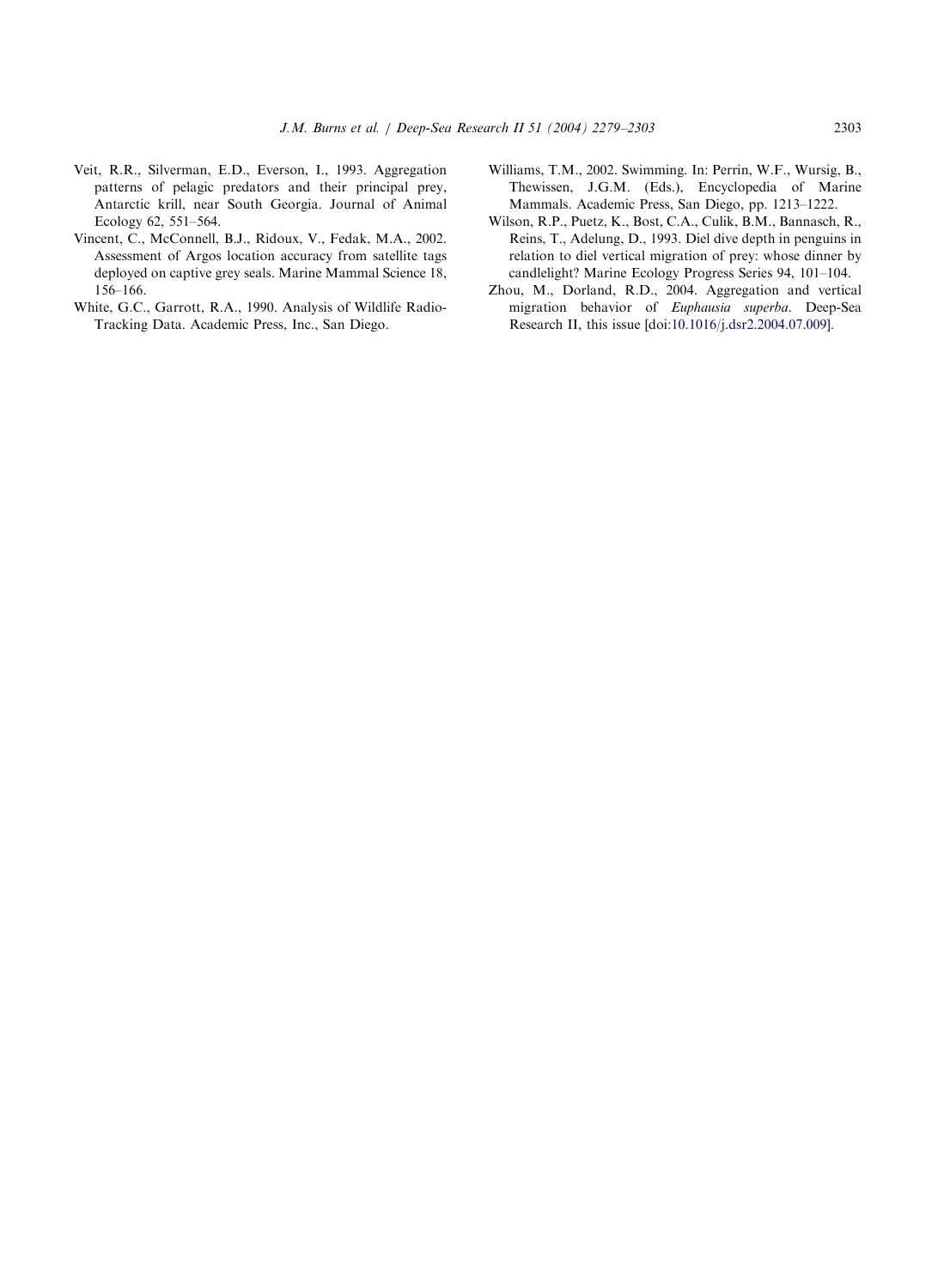Veit, R.R., Silverman, E.D., Everson, I., 1993. Aggregation patterns of pelagic predators and their principal prey, Antarctic krill, near South Georgia. Journal of Animal Ecology 62, 551–564.

Vincent, C., McConnell, B.J., Ridoux, V., Fedak, M.A., 2002. Assessment of Argos location accuracy from satellite tags deployed on captive grey seals. Marine Mammal Science 18, 156–166.

White, G.C., Garrott, R.A., 1990. Analysis of Wildlife Radio-Tracking Data. Academic Press, Inc., San Diego.

Williams, T.M., 2002. Swimming. In: Perrin, W.F., Wursig, B., Thewissen, J.G.M. (Eds.), Encyclopedia of Marine Mammals. Academic Press, San Diego, pp. 1213–1222.

Wilson, R.P., Puetz, K., Bost, C.A., Culik, B.M., Bannasch, R., Reins, T., Adelung, D., 1993. Diel dive depth in penguins in relation to diel vertical migration of prey: whose dinner by candlelight? Marine Ecology Progress Series 94, 101–104.

Zhou, M., Dorland, R.D., 2004. Aggregation and vertical migration behavior of *Euphausia superba*. Deep-Sea Research II, this issue [doi:10.1016/j.dsr2.2004.07.009].